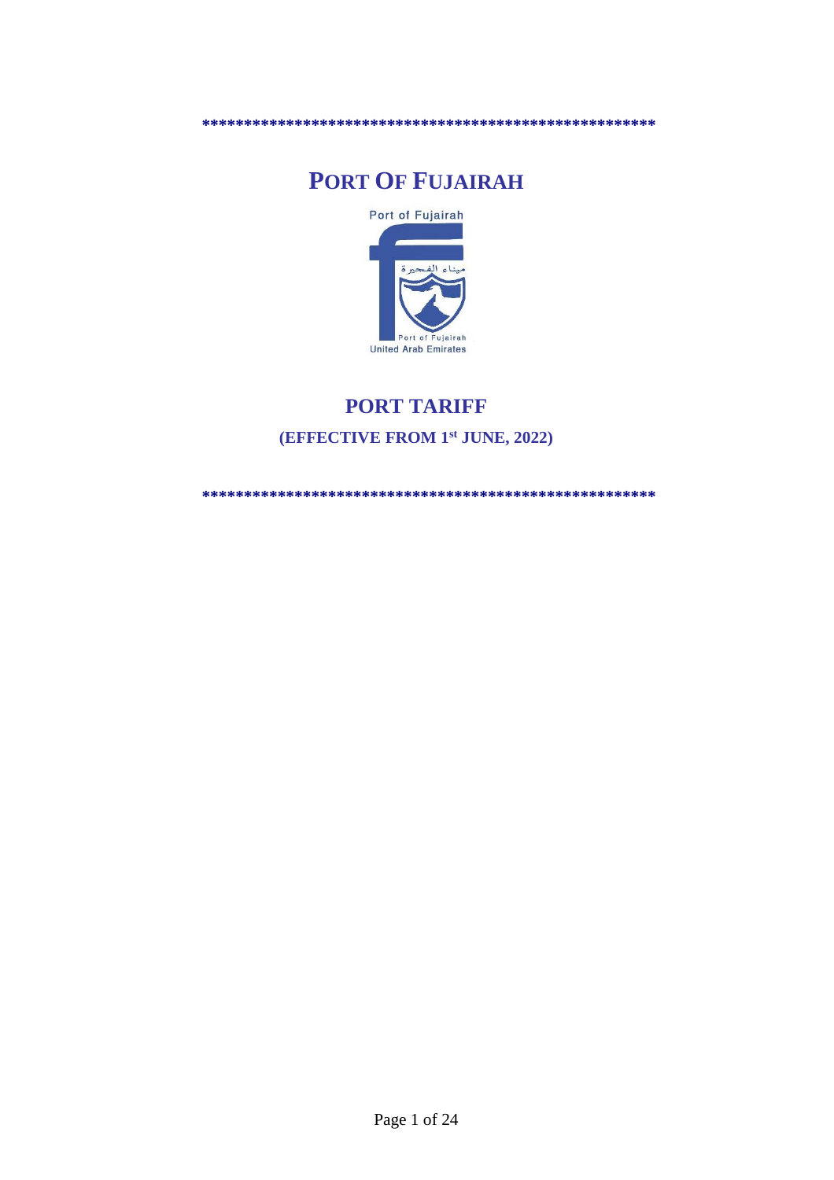*****************************************************

# PORT OF FUJAIRAH

Port of Fujairah

ميناء الفجيرة

Port of Fujairah
United Arab Emirates

## PORT TARIFF

### (EFFECTIVE FROM 1st JUNE, 2022)

*****************************************************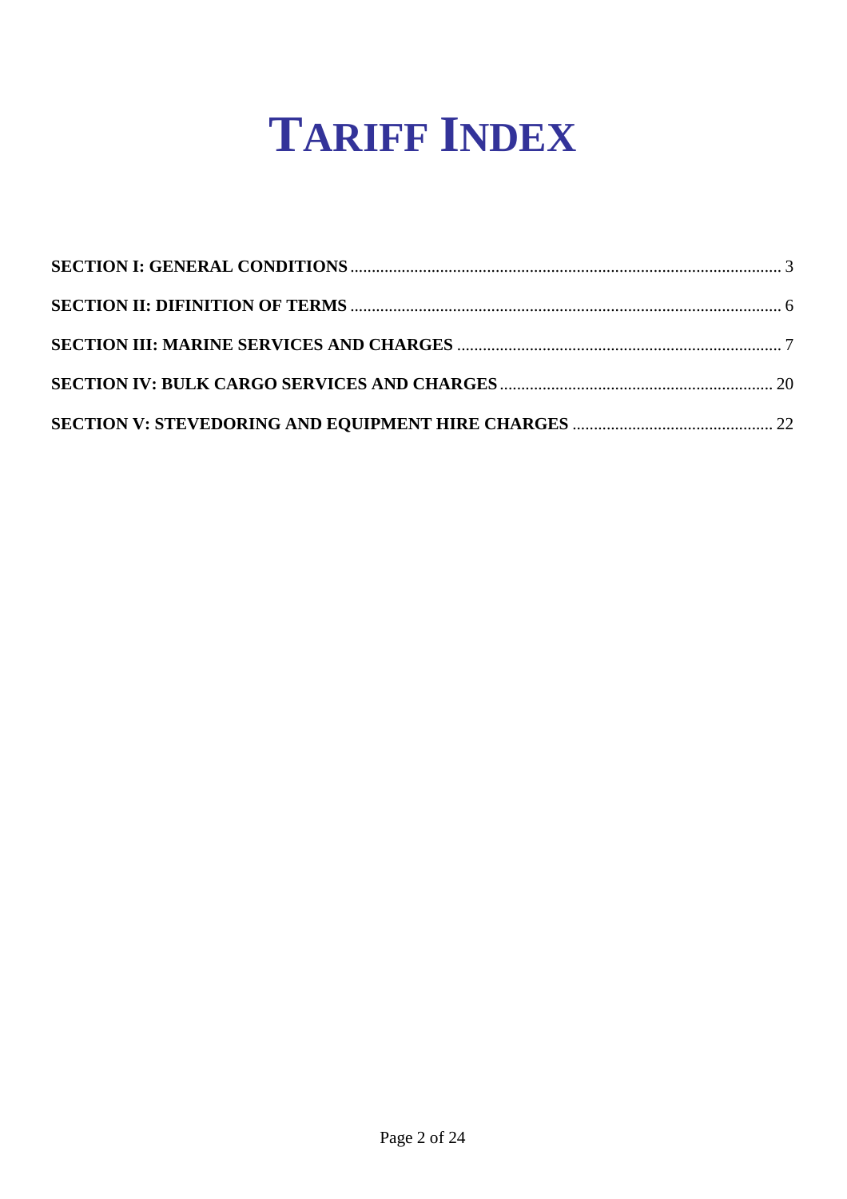# TARIFF INDEX

**SECTION I: GENERAL CONDITIONS** .................................................................................................... 3

**SECTION II: DIFINITION OF TERMS** .................................................................................................... 6

**SECTION III: MARINE SERVICES AND CHARGES** ........................................................................... 7

**SECTION IV: BULK CARGO SERVICES AND CHARGES** ............................................................... 20

**SECTION V: STEVEDORING AND EQUIPMENT HIRE CHARGES** ............................................... 22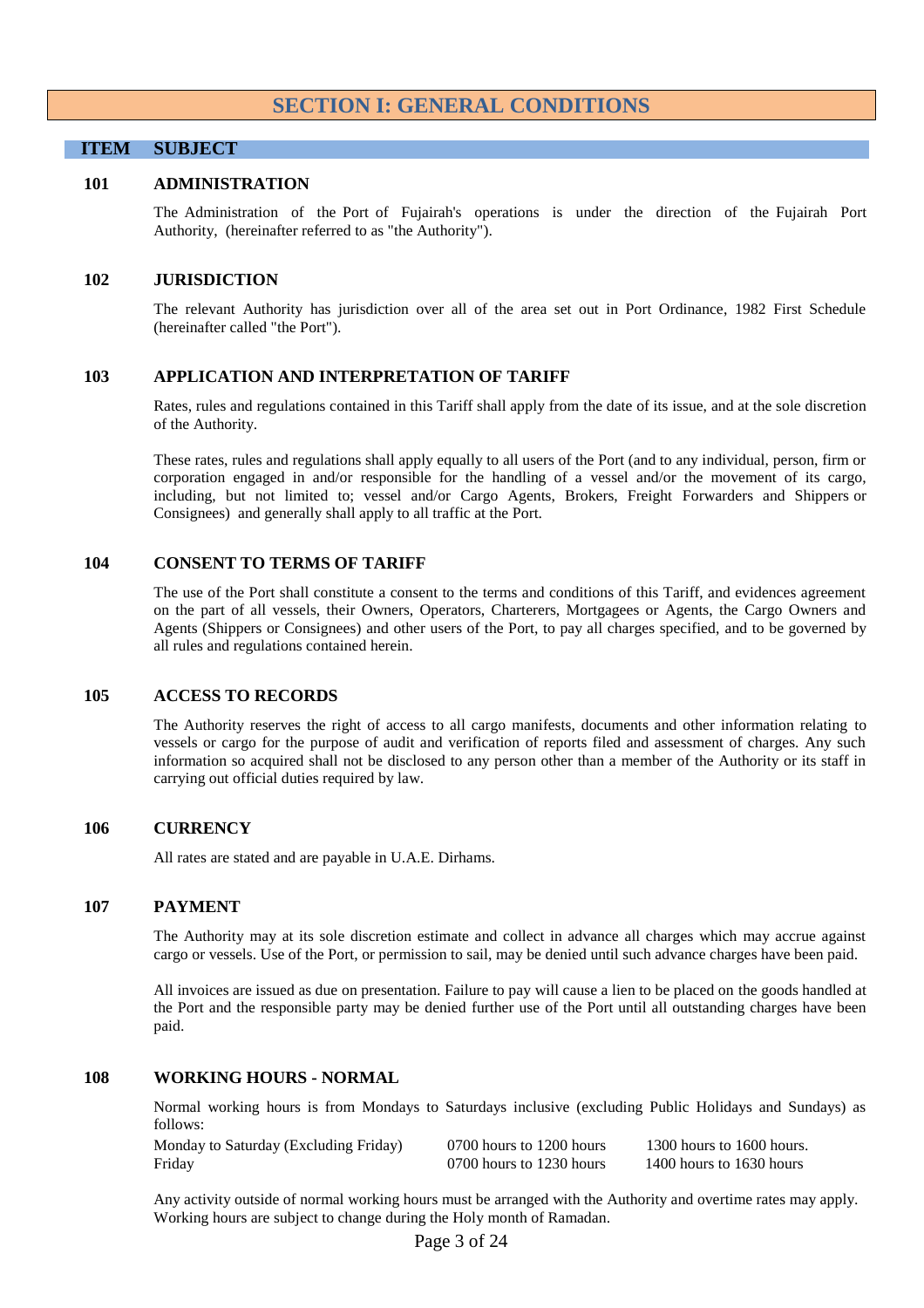# SECTION I: GENERAL CONDITIONS

| ITEM | SUBJECT |
|---|---|

### 101 ADMINISTRATION

The Administration of the Port of Fujairah's operations is under the direction of the Fujairah Port Authority, (hereinafter referred to as "the Authority").

### 102 JURISDICTION

The relevant Authority has jurisdiction over all of the area set out in Port Ordinance, 1982 First Schedule (hereinafter called "the Port").

### 103 APPLICATION AND INTERPRETATION OF TARIFF

Rates, rules and regulations contained in this Tariff shall apply from the date of its issue, and at the sole discretion of the Authority.

These rates, rules and regulations shall apply equally to all users of the Port (and to any individual, person, firm or corporation engaged in and/or responsible for the handling of a vessel and/or the movement of its cargo, including, but not limited to; vessel and/or Cargo Agents, Brokers, Freight Forwarders and Shippers or Consignees) and generally shall apply to all traffic at the Port.

### 104 CONSENT TO TERMS OF TARIFF

The use of the Port shall constitute a consent to the terms and conditions of this Tariff, and evidences agreement on the part of all vessels, their Owners, Operators, Charterers, Mortgagees or Agents, the Cargo Owners and Agents (Shippers or Consignees) and other users of the Port, to pay all charges specified, and to be governed by all rules and regulations contained herein.

### 105 ACCESS TO RECORDS

The Authority reserves the right of access to all cargo manifests, documents and other information relating to vessels or cargo for the purpose of audit and verification of reports filed and assessment of charges. Any such information so acquired shall not be disclosed to any person other than a member of the Authority or its staff in carrying out official duties required by law.

### 106 CURRENCY

All rates are stated and are payable in U.A.E. Dirhams.

### 107 PAYMENT

The Authority may at its sole discretion estimate and collect in advance all charges which may accrue against cargo or vessels. Use of the Port, or permission to sail, may be denied until such advance charges have been paid.

All invoices are issued as due on presentation. Failure to pay will cause a lien to be placed on the goods handled at the Port and the responsible party may be denied further use of the Port until all outstanding charges have been paid.

### 108 WORKING HOURS - NORMAL

Normal working hours is from Mondays to Saturdays inclusive (excluding Public Holidays and Sundays) as follows:

| | | |
|---|---|---|
| Monday to Saturday (Excluding Friday) | 0700 hours to 1200 hours | 1300 hours to 1600 hours. |
| Friday | 0700 hours to 1230 hours | 1400 hours to 1630 hours |

Any activity outside of normal working hours must be arranged with the Authority and overtime rates may apply. Working hours are subject to change during the Holy month of Ramadan.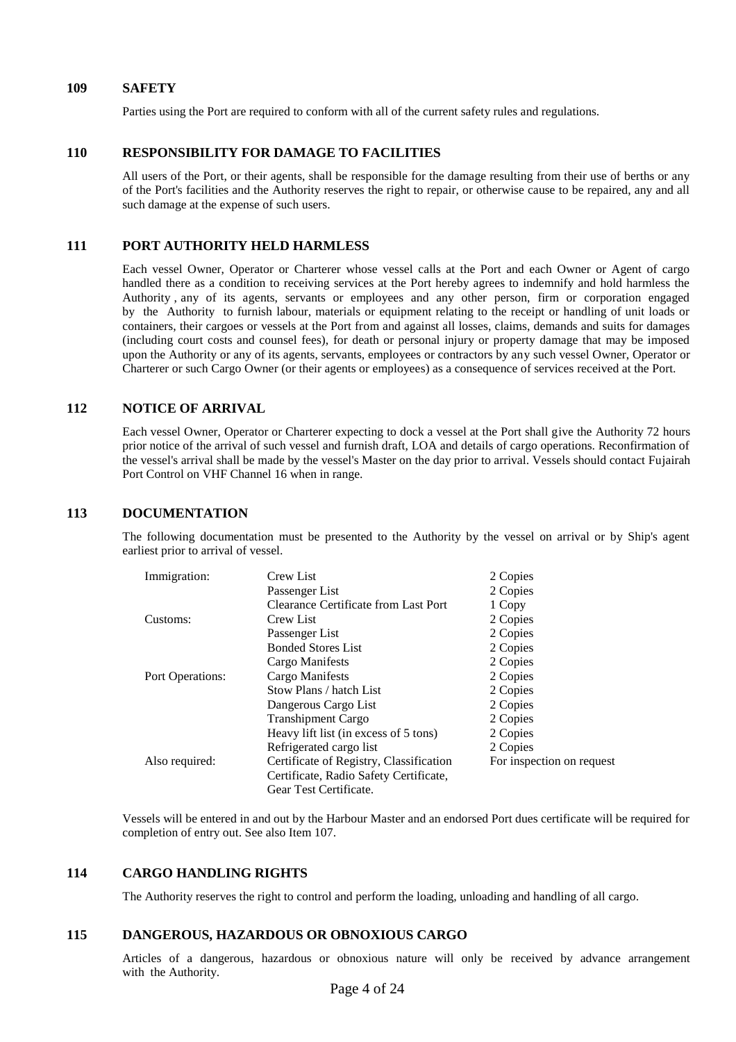## 109 SAFETY

Parties using the Port are required to conform with all of the current safety rules and regulations.

## 110 RESPONSIBILITY FOR DAMAGE TO FACILITIES

All users of the Port, or their agents, shall be responsible for the damage resulting from their use of berths or any of the Port's facilities and the Authority reserves the right to repair, or otherwise cause to be repaired, any and all such damage at the expense of such users.

## 111 PORT AUTHORITY HELD HARMLESS

Each vessel Owner, Operator or Charterer whose vessel calls at the Port and each Owner or Agent of cargo handled there as a condition to receiving services at the Port hereby agrees to indemnify and hold harmless the Authority , any of its agents, servants or employees and any other person, firm or corporation engaged by the Authority to furnish labour, materials or equipment relating to the receipt or handling of unit loads or containers, their cargoes or vessels at the Port from and against all losses, claims, demands and suits for damages (including court costs and counsel fees), for death or personal injury or property damage that may be imposed upon the Authority or any of its agents, servants, employees or contractors by any such vessel Owner, Operator or Charterer or such Cargo Owner (or their agents or employees) as a consequence of services received at the Port.

## 112 NOTICE OF ARRIVAL

Each vessel Owner, Operator or Charterer expecting to dock a vessel at the Port shall give the Authority 72 hours prior notice of the arrival of such vessel and furnish draft, LOA and details of cargo operations. Reconfirmation of the vessel's arrival shall be made by the vessel's Master on the day prior to arrival. Vessels should contact Fujairah Port Control on VHF Channel 16 when in range.

## 113 DOCUMENTATION

The following documentation must be presented to the Authority by the vessel on arrival or by Ship's agent earliest prior to arrival of vessel.

| | | |
|---|---|---|
| Immigration: | Crew List | 2 Copies |
| | Passenger List | 2 Copies |
| | Clearance Certificate from Last Port | 1 Copy |
| Customs: | Crew List | 2 Copies |
| | Passenger List | 2 Copies |
| | Bonded Stores List | 2 Copies |
| | Cargo Manifests | 2 Copies |
| Port Operations: | Cargo Manifests | 2 Copies |
| | Stow Plans / hatch List | 2 Copies |
| | Dangerous Cargo List | 2 Copies |
| | Transhipment Cargo | 2 Copies |
| | Heavy lift list (in excess of 5 tons) | 2 Copies |
| | Refrigerated cargo list | 2 Copies |
| Also required: | Certificate of Registry, Classification Certificate, Radio Safety Certificate, Gear Test Certificate. | For inspection on request |

Vessels will be entered in and out by the Harbour Master and an endorsed Port dues certificate will be required for completion of entry out. See also Item 107.

## 114 CARGO HANDLING RIGHTS

The Authority reserves the right to control and perform the loading, unloading and handling of all cargo.

## 115 DANGEROUS, HAZARDOUS OR OBNOXIOUS CARGO

Articles of a dangerous, hazardous or obnoxious nature will only be received by advance arrangement with the Authority.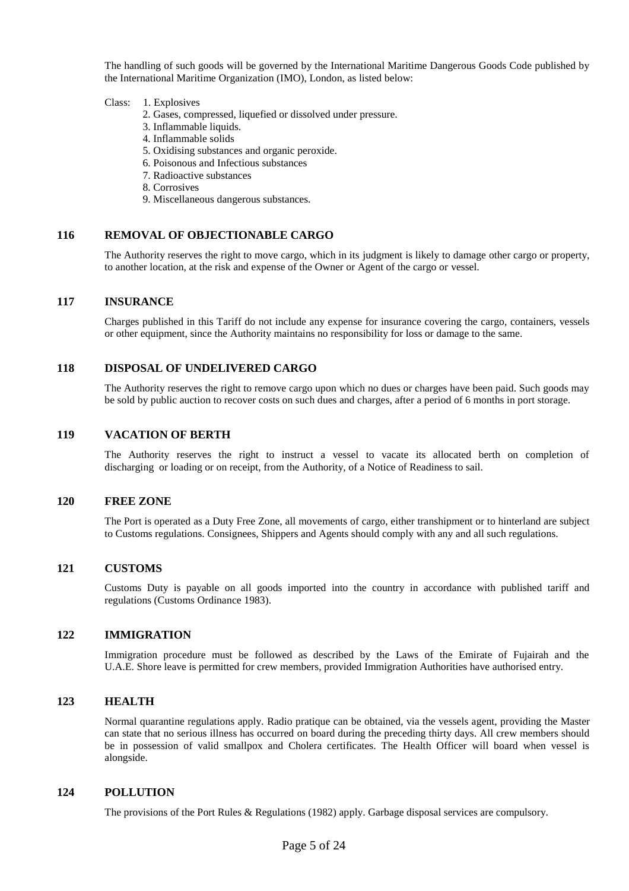The handling of such goods will be governed by the International Maritime Dangerous Goods Code published by the International Maritime Organization (IMO), London, as listed below:

Class:
1. Explosives
2. Gases, compressed, liquefied or dissolved under pressure.
3. Inflammable liquids.
4. Inflammable solids
5. Oxidising substances and organic peroxide.
6. Poisonous and Infectious substances
7. Radioactive substances
8. Corrosives
9. Miscellaneous dangerous substances.

## 116 REMOVAL OF OBJECTIONABLE CARGO

The Authority reserves the right to move cargo, which in its judgment is likely to damage other cargo or property, to another location, at the risk and expense of the Owner or Agent of the cargo or vessel.

## 117 INSURANCE

Charges published in this Tariff do not include any expense for insurance covering the cargo, containers, vessels or other equipment, since the Authority maintains no responsibility for loss or damage to the same.

## 118 DISPOSAL OF UNDELIVERED CARGO

The Authority reserves the right to remove cargo upon which no dues or charges have been paid. Such goods may be sold by public auction to recover costs on such dues and charges, after a period of 6 months in port storage.

## 119 VACATION OF BERTH

The Authority reserves the right to instruct a vessel to vacate its allocated berth on completion of discharging or loading or on receipt, from the Authority, of a Notice of Readiness to sail.

## 120 FREE ZONE

The Port is operated as a Duty Free Zone, all movements of cargo, either transhipment or to hinterland are subject to Customs regulations. Consignees, Shippers and Agents should comply with any and all such regulations.

## 121 CUSTOMS

Customs Duty is payable on all goods imported into the country in accordance with published tariff and regulations (Customs Ordinance 1983).

## 122 IMMIGRATION

Immigration procedure must be followed as described by the Laws of the Emirate of Fujairah and the U.A.E. Shore leave is permitted for crew members, provided Immigration Authorities have authorised entry.

## 123 HEALTH

Normal quarantine regulations apply. Radio pratique can be obtained, via the vessels agent, providing the Master can state that no serious illness has occurred on board during the preceding thirty days. All crew members should be in possession of valid smallpox and Cholera certificates. The Health Officer will board when vessel is alongside.

## 124 POLLUTION

The provisions of the Port Rules & Regulations (1982) apply. Garbage disposal services are compulsory.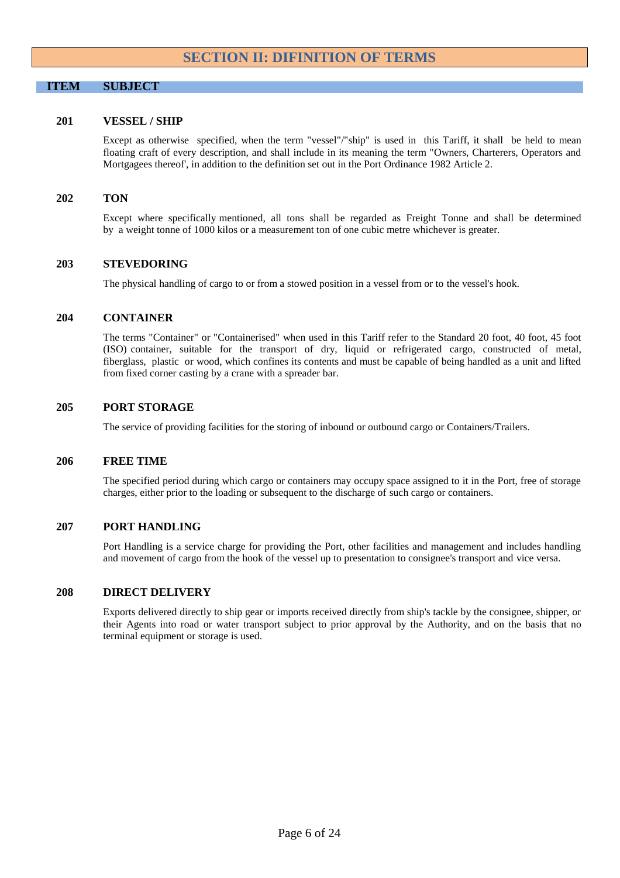# SECTION II: DIFINITION OF TERMS

| ITEM | SUBJECT |
|---|---|

### 201 VESSEL / SHIP

Except as otherwise specified, when the term "vessel"/"ship" is used in this Tariff, it shall be held to mean floating craft of every description, and shall include in its meaning the term "Owners, Charterers, Operators and Mortgagees thereof', in addition to the definition set out in the Port Ordinance 1982 Article 2.

### 202 TON

Except where specifically mentioned, all tons shall be regarded as Freight Tonne and shall be determined by a weight tonne of 1000 kilos or a measurement ton of one cubic metre whichever is greater.

### 203 STEVEDORING

The physical handling of cargo to or from a stowed position in a vessel from or to the vessel's hook.

### 204 CONTAINER

The terms "Container" or "Containerised" when used in this Tariff refer to the Standard 20 foot, 40 foot, 45 foot (ISO) container, suitable for the transport of dry, liquid or refrigerated cargo, constructed of metal, fiberglass, plastic or wood, which confines its contents and must be capable of being handled as a unit and lifted from fixed corner casting by a crane with a spreader bar.

### 205 PORT STORAGE

The service of providing facilities for the storing of inbound or outbound cargo or Containers/Trailers.

### 206 FREE TIME

The specified period during which cargo or containers may occupy space assigned to it in the Port, free of storage charges, either prior to the loading or subsequent to the discharge of such cargo or containers.

### 207 PORT HANDLING

Port Handling is a service charge for providing the Port, other facilities and management and includes handling and movement of cargo from the hook of the vessel up to presentation to consignee's transport and vice versa.

### 208 DIRECT DELIVERY

Exports delivered directly to ship gear or imports received directly from ship's tackle by the consignee, shipper, or their Agents into road or water transport subject to prior approval by the Authority, and on the basis that no terminal equipment or storage is used.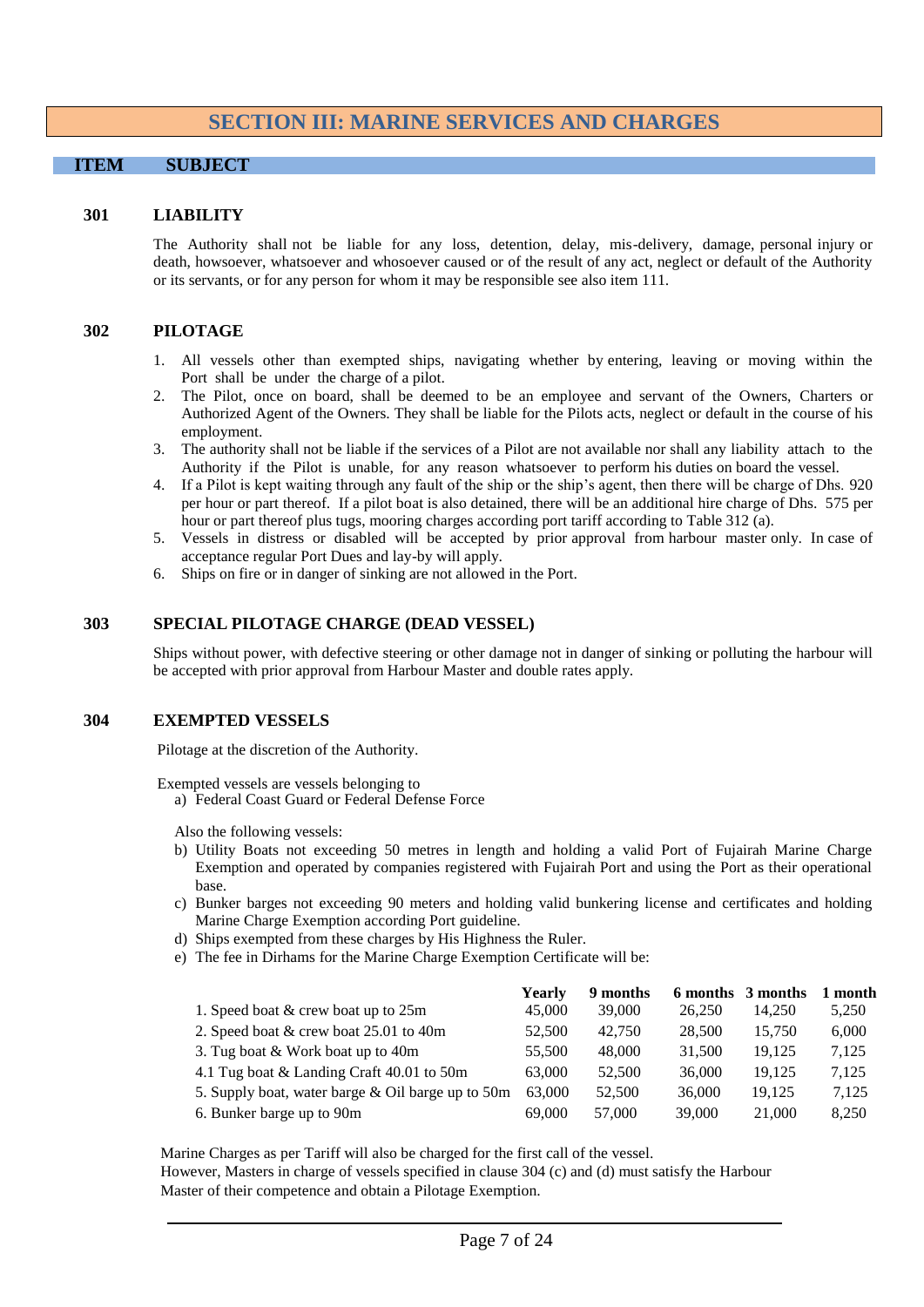# SECTION III: MARINE SERVICES AND CHARGES

| ITEM | SUBJECT |
|---|---|

### 301 LIABILITY

The Authority shall not be liable for any loss, detention, delay, mis-delivery, damage, personal injury or death, howsoever, whatsoever and whosoever caused or of the result of any act, neglect or default of the Authority or its servants, or for any person for whom it may be responsible see also item 111.

### 302 PILOTAGE

1. All vessels other than exempted ships, navigating whether by entering, leaving or moving within the Port shall be under the charge of a pilot.
2. The Pilot, once on board, shall be deemed to be an employee and servant of the Owners, Charters or Authorized Agent of the Owners. They shall be liable for the Pilots acts, neglect or default in the course of his employment.
3. The authority shall not be liable if the services of a Pilot are not available nor shall any liability attach to the Authority if the Pilot is unable, for any reason whatsoever to perform his duties on board the vessel.
4. If a Pilot is kept waiting through any fault of the ship or the ship's agent, then there will be charge of Dhs. 920 per hour or part thereof. If a pilot boat is also detained, there will be an additional hire charge of Dhs. 575 per hour or part thereof plus tugs, mooring charges according port tariff according to Table 312 (a).
5. Vessels in distress or disabled will be accepted by prior approval from harbour master only. In case of acceptance regular Port Dues and lay-by will apply.
6. Ships on fire or in danger of sinking are not allowed in the Port.

### 303 SPECIAL PILOTAGE CHARGE (DEAD VESSEL)

Ships without power, with defective steering or other damage not in danger of sinking or polluting the harbour will be accepted with prior approval from Harbour Master and double rates apply.

### 304 EXEMPTED VESSELS

Pilotage at the discretion of the Authority.

Exempted vessels are vessels belonging to

a) Federal Coast Guard or Federal Defense Force

Also the following vessels:

b) Utility Boats not exceeding 50 metres in length and holding a valid Port of Fujairah Marine Charge Exemption and operated by companies registered with Fujairah Port and using the Port as their operational base.

c) Bunker barges not exceeding 90 meters and holding valid bunkering license and certificates and holding Marine Charge Exemption according Port guideline.

d) Ships exempted from these charges by His Highness the Ruler.

e) The fee in Dirhams for the Marine Charge Exemption Certificate will be:

| | Yearly | 9 months | 6 months | 3 months | 1 month |
|---|---|---|---|---|---|
| 1. Speed boat & crew boat up to 25m | 45,000 | 39,000 | 26,250 | 14,250 | 5,250 |
| 2. Speed boat & crew boat 25.01 to 40m | 52,500 | 42,750 | 28,500 | 15,750 | 6,000 |
| 3. Tug boat & Work boat up to 40m | 55,500 | 48,000 | 31,500 | 19,125 | 7,125 |
| 4.1 Tug boat & Landing Craft 40.01 to 50m | 63,000 | 52,500 | 36,000 | 19,125 | 7,125 |
| 5. Supply boat, water barge & Oil barge up to 50m | 63,000 | 52,500 | 36,000 | 19,125 | 7,125 |
| 6. Bunker barge up to 90m | 69,000 | 57,000 | 39,000 | 21,000 | 8,250 |

Marine Charges as per Tariff will also be charged for the first call of the vessel.
However, Masters in charge of vessels specified in clause 304 (c) and (d) must satisfy the Harbour Master of their competence and obtain a Pilotage Exemption.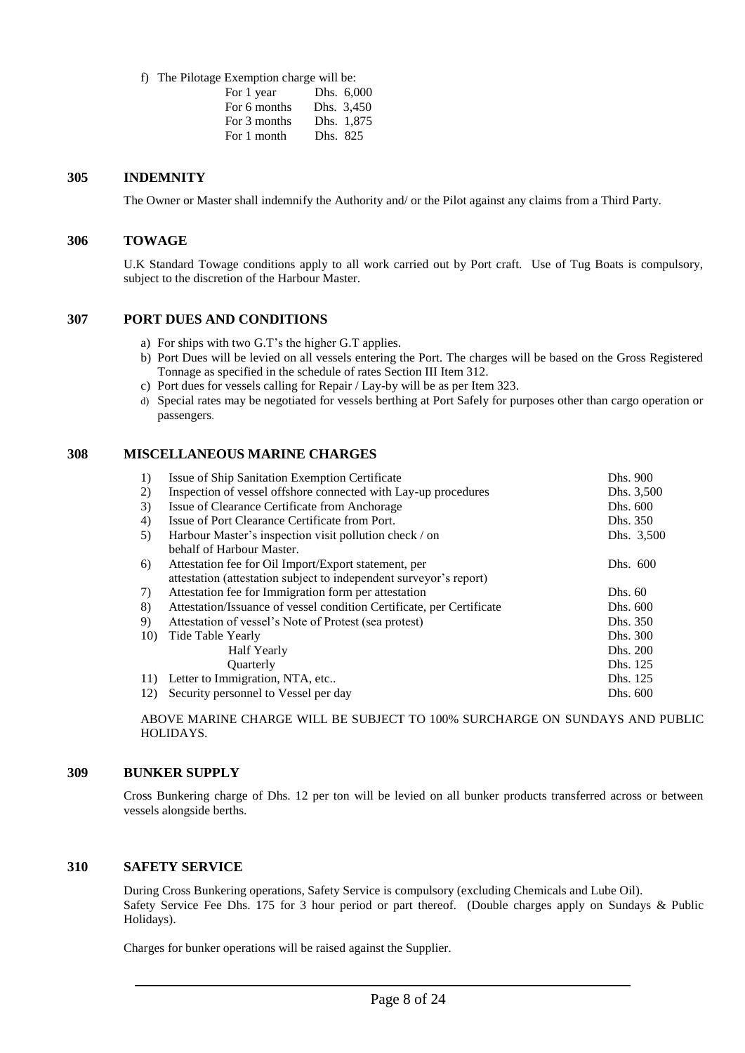f) The Pilotage Exemption charge will be:

| | |
|---|---|
| For 1 year | Dhs. 6,000 |
| For 6 months | Dhs. 3,450 |
| For 3 months | Dhs. 1,875 |
| For 1 month | Dhs. 825 |

## 305 INDEMNITY

The Owner or Master shall indemnify the Authority and/ or the Pilot against any claims from a Third Party.

## 306 TOWAGE

U.K Standard Towage conditions apply to all work carried out by Port craft. Use of Tug Boats is compulsory, subject to the discretion of the Harbour Master.

## 307 PORT DUES AND CONDITIONS

a) For ships with two G.T's the higher G.T applies.
b) Port Dues will be levied on all vessels entering the Port. The charges will be based on the Gross Registered Tonnage as specified in the schedule of rates Section III Item 312.
c) Port dues for vessels calling for Repair / Lay-by will be as per Item 323.
d) Special rates may be negotiated for vessels berthing at Port Safely for purposes other than cargo operation or passengers.

## 308 MISCELLANEOUS MARINE CHARGES

| | | |
|---|---|---|
| 1) | Issue of Ship Sanitation Exemption Certificate | Dhs. 900 |
| 2) | Inspection of vessel offshore connected with Lay-up procedures | Dhs. 3,500 |
| 3) | Issue of Clearance Certificate from Anchorage | Dhs. 600 |
| 4) | Issue of Port Clearance Certificate from Port. | Dhs. 350 |
| 5) | Harbour Master's inspection visit pollution check / on behalf of Harbour Master. | Dhs. 3,500 |
| 6) | Attestation fee for Oil Import/Export statement, per attestation (attestation subject to independent surveyor's report) | Dhs. 600 |
| 7) | Attestation fee for Immigration form per attestation | Dhs. 60 |
| 8) | Attestation/Issuance of vessel condition Certificate, per Certificate | Dhs. 600 |
| 9) | Attestation of vessel's Note of Protest (sea protest) | Dhs. 350 |
| 10) | Tide Table Yearly | Dhs. 300 |
| | Half Yearly | Dhs. 200 |
| | Quarterly | Dhs. 125 |
| 11) | Letter to Immigration, NTA, etc.. | Dhs. 125 |
| 12) | Security personnel to Vessel per day | Dhs. 600 |

ABOVE MARINE CHARGE WILL BE SUBJECT TO 100% SURCHARGE ON SUNDAYS AND PUBLIC HOLIDAYS.

## 309 BUNKER SUPPLY

Cross Bunkering charge of Dhs. 12 per ton will be levied on all bunker products transferred across or between vessels alongside berths.

## 310 SAFETY SERVICE

During Cross Bunkering operations, Safety Service is compulsory (excluding Chemicals and Lube Oil).
Safety Service Fee Dhs. 175 for 3 hour period or part thereof. (Double charges apply on Sundays & Public Holidays).

Charges for bunker operations will be raised against the Supplier.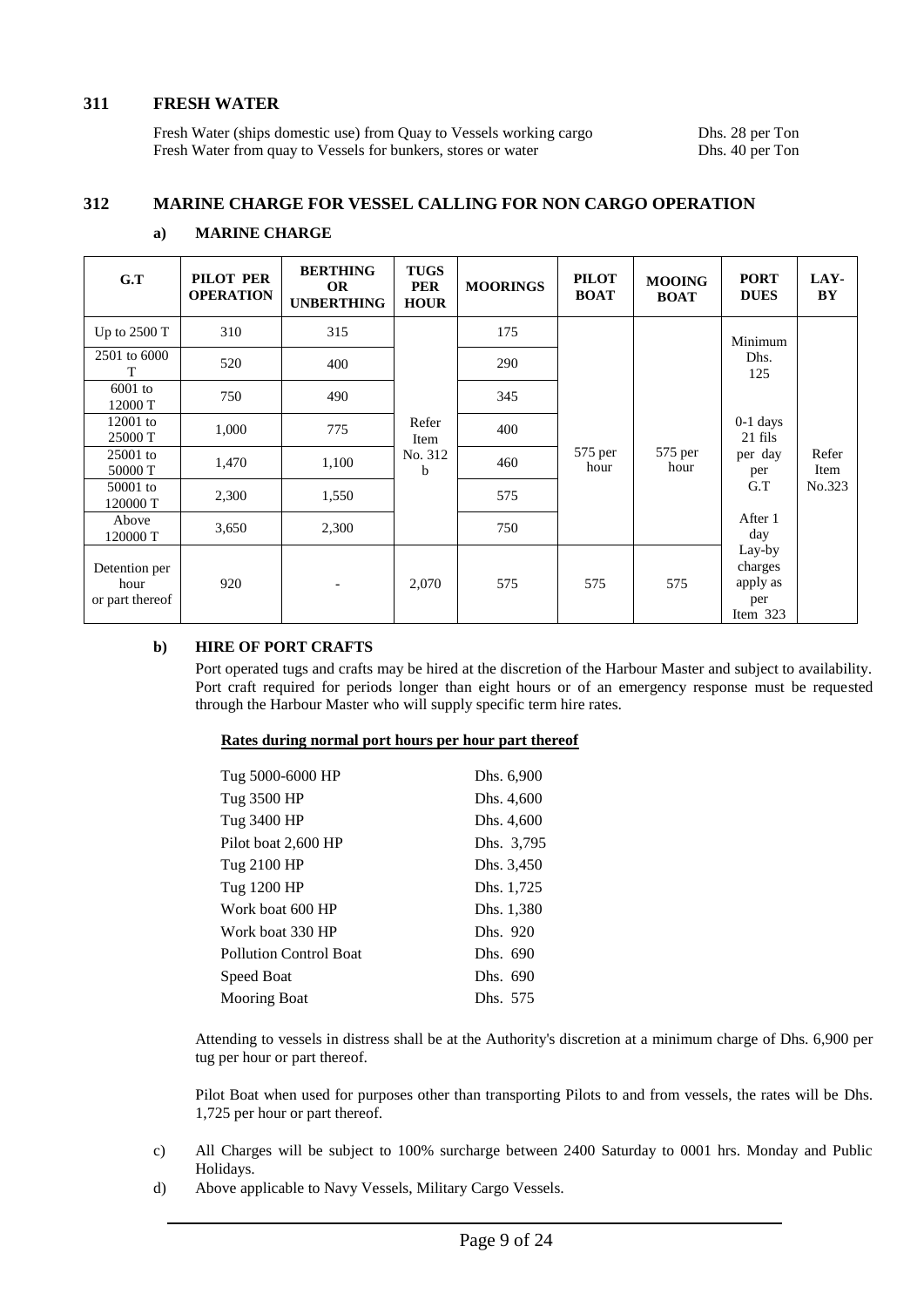## 311 FRESH WATER

| | |
|---|---|
| Fresh Water (ships domestic use) from Quay to Vessels working cargo | Dhs. 28 per Ton |
| Fresh Water from quay to Vessels for bunkers, stores or water | Dhs. 40 per Ton |

## 312 MARINE CHARGE FOR VESSEL CALLING FOR NON CARGO OPERATION

### a) MARINE CHARGE

| G.T | PILOT PER OPERATION | BERTHING OR UNBERTHING | TUGS PER HOUR | MOORINGS | PILOT BOAT | MOOING BOAT | PORT DUES | LAY-BY |
|---|---|---|---|---|---|---|---|---|
| Up to 2500 T | 310 | 315 | Refer Item No. 312 b | 175 | 575 per hour | 575 per hour | Minimum Dhs. 125 | Refer Item No.323 |
| 2501 to 6000 T | 520 | 400 | | 290 | | | | |
| 6001 to 12000 T | 750 | 490 | | 345 | | | | |
| 12001 to 25000 T | 1,000 | 775 | | 400 | | | 0-1 days 21 fils per day per G.T | |
| 25001 to 50000 T | 1,470 | 1,100 | | 460 | | | | |
| 50001 to 120000 T | 2,300 | 1,550 | | 575 | | | | |
| Above 120000 T | 3,650 | 2,300 | | 750 | | | After 1 day Lay-by charges apply as per Item 323 | |
| Detention per hour or part thereof | 920 | - | 2,070 | 575 | 575 | 575 | | |

### b) HIRE OF PORT CRAFTS

Port operated tugs and crafts may be hired at the discretion of the Harbour Master and subject to availability. Port craft required for periods longer than eight hours or of an emergency response must be requested through the Harbour Master who will supply specific term hire rates.

**Rates during normal port hours per hour part thereof**

| | |
|---|---|
| Tug 5000-6000 HP | Dhs. 6,900 |
| Tug 3500 HP | Dhs. 4,600 |
| Tug 3400 HP | Dhs. 4,600 |
| Pilot boat 2,600 HP | Dhs. 3,795 |
| Tug 2100 HP | Dhs. 3,450 |
| Tug 1200 HP | Dhs. 1,725 |
| Work boat 600 HP | Dhs. 1,380 |
| Work boat 330 HP | Dhs. 920 |
| Pollution Control Boat | Dhs. 690 |
| Speed Boat | Dhs. 690 |
| Mooring Boat | Dhs. 575 |

Attending to vessels in distress shall be at the Authority's discretion at a minimum charge of Dhs. 6,900 per tug per hour or part thereof.

Pilot Boat when used for purposes other than transporting Pilots to and from vessels, the rates will be Dhs. 1,725 per hour or part thereof.

c) All Charges will be subject to 100% surcharge between 2400 Saturday to 0001 hrs. Monday and Public Holidays.

d) Above applicable to Navy Vessels, Military Cargo Vessels.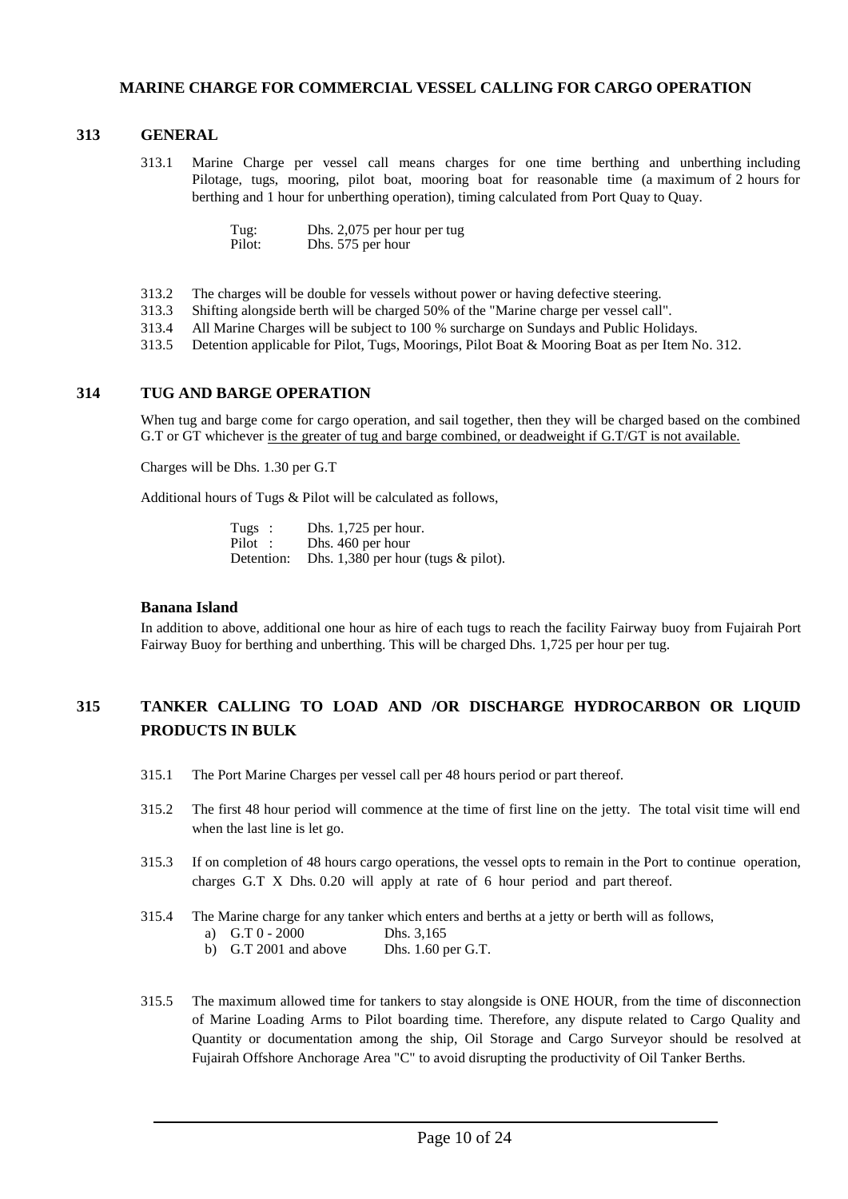## MARINE CHARGE FOR COMMERCIAL VESSEL CALLING FOR CARGO OPERATION

### 313 GENERAL

313.1 Marine Charge per vessel call means charges for one time berthing and unberthing including Pilotage, tugs, mooring, pilot boat, mooring boat for reasonable time (a maximum of 2 hours for berthing and 1 hour for unberthing operation), timing calculated from Port Quay to Quay.

| | |
|---|---|
| Tug: | Dhs. 2,075 per hour per tug |
| Pilot: | Dhs. 575 per hour |

313.2 The charges will be double for vessels without power or having defective steering.

313.3 Shifting alongside berth will be charged 50% of the "Marine charge per vessel call".

313.4 All Marine Charges will be subject to 100 % surcharge on Sundays and Public Holidays.

313.5 Detention applicable for Pilot, Tugs, Moorings, Pilot Boat & Mooring Boat as per Item No. 312.

### 314 TUG AND BARGE OPERATION

When tug and barge come for cargo operation, and sail together, then they will be charged based on the combined G.T or GT whichever <u>is the greater of tug and barge combined, or deadweight if G.T/GT is not available.</u>

Charges will be Dhs. 1.30 per G.T

Additional hours of Tugs & Pilot will be calculated as follows,

| | |
|---|---|
| Tugs : | Dhs. 1,725 per hour. |
| Pilot : | Dhs. 460 per hour |
| Detention: | Dhs. 1,380 per hour (tugs & pilot). |

**Banana Island**

In addition to above, additional one hour as hire of each tugs to reach the facility Fairway buoy from Fujairah Port Fairway Buoy for berthing and unberthing. This will be charged Dhs. 1,725 per hour per tug.

### 315 TANKER CALLING TO LOAD AND /OR DISCHARGE HYDROCARBON OR LIQUID PRODUCTS IN BULK

315.1 The Port Marine Charges per vessel call per 48 hours period or part thereof.

315.2 The first 48 hour period will commence at the time of first line on the jetty. The total visit time will end when the last line is let go.

315.3 If on completion of 48 hours cargo operations, the vessel opts to remain in the Port to continue operation, charges G.T X Dhs. 0.20 will apply at rate of 6 hour period and part thereof.

315.4 The Marine charge for any tanker which enters and berths at a jetty or berth will as follows,

a) G.T 0 - 2000 Dhs. 3,165
b) G.T 2001 and above Dhs. 1.60 per G.T.

315.5 The maximum allowed time for tankers to stay alongside is ONE HOUR, from the time of disconnection of Marine Loading Arms to Pilot boarding time. Therefore, any dispute related to Cargo Quality and Quantity or documentation among the ship, Oil Storage and Cargo Surveyor should be resolved at Fujairah Offshore Anchorage Area "C" to avoid disrupting the productivity of Oil Tanker Berths.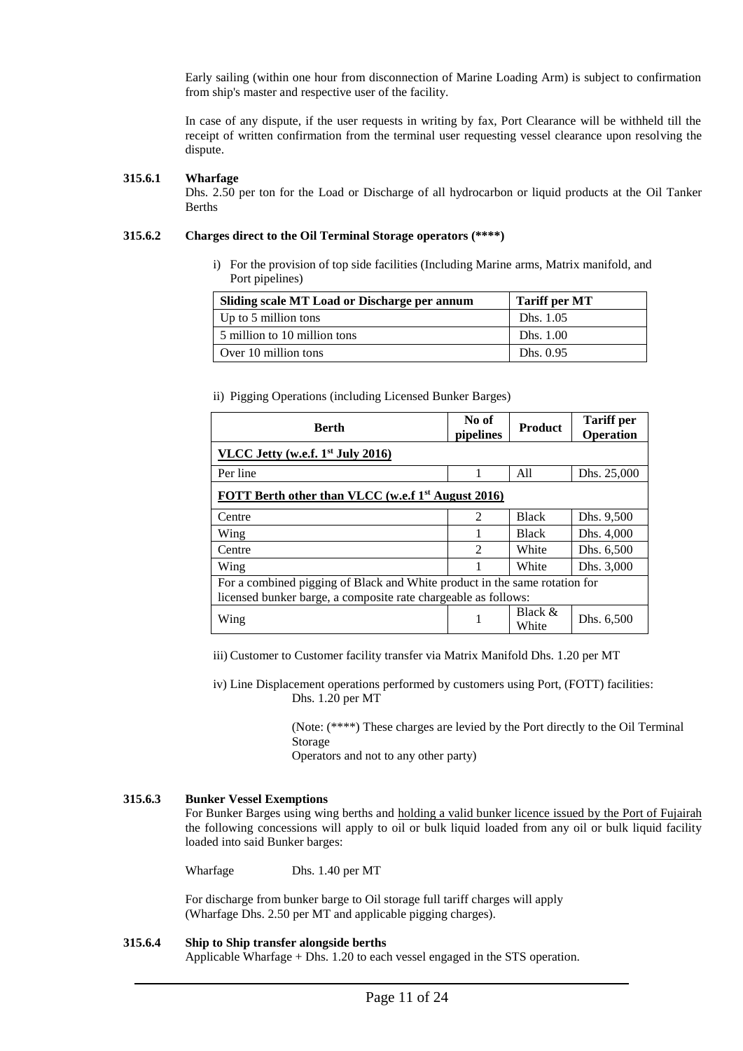Early sailing (within one hour from disconnection of Marine Loading Arm) is subject to confirmation from ship's master and respective user of the facility.

In case of any dispute, if the user requests in writing by fax, Port Clearance will be withheld till the receipt of written confirmation from the terminal user requesting vessel clearance upon resolving the dispute.

**315.6.1 Wharfage**

Dhs. 2.50 per ton for the Load or Discharge of all hydrocarbon or liquid products at the Oil Tanker Berths

**315.6.2 Charges direct to the Oil Terminal Storage operators (****)**

i) For the provision of top side facilities (Including Marine arms, Matrix manifold, and Port pipelines)

| Sliding scale MT Load or Discharge per annum | Tariff per MT |
|---|---|
| Up to 5 million tons | Dhs. 1.05 |
| 5 million to 10 million tons | Dhs. 1.00 |
| Over 10 million tons | Dhs. 0.95 |

ii) Pigging Operations (including Licensed Bunker Barges)

| Berth | No of pipelines | Product | Tariff per Operation |
|---|---|---|---|
| **VLCC Jetty (w.e.f. 1st July 2016)** | | | |
| Per line | 1 | All | Dhs. 25,000 |
| **FOTT Berth other than VLCC (w.e.f 1st August 2016)** | | | |
| Centre | 2 | Black | Dhs. 9,500 |
| Wing | 1 | Black | Dhs. 4,000 |
| Centre | 2 | White | Dhs. 6,500 |
| Wing | 1 | White | Dhs. 3,000 |
| For a combined pigging of Black and White product in the same rotation for licensed bunker barge, a composite rate chargeable as follows: | | | |
| Wing | 1 | Black & White | Dhs. 6,500 |

iii) Customer to Customer facility transfer via Matrix Manifold Dhs. 1.20 per MT

iv) Line Displacement operations performed by customers using Port, (FOTT) facilities: Dhs. 1.20 per MT

(Note: (****) These charges are levied by the Port directly to the Oil Terminal Storage Operators and not to any other party)

**315.6.3 Bunker Vessel Exemptions**

For Bunker Barges using wing berths and holding a valid bunker licence issued by the Port of Fujairah the following concessions will apply to oil or bulk liquid loaded from any oil or bulk liquid facility loaded into said Bunker barges:

Wharfage Dhs. 1.40 per MT

For discharge from bunker barge to Oil storage full tariff charges will apply (Wharfage Dhs. 2.50 per MT and applicable pigging charges).

**315.6.4 Ship to Ship transfer alongside berths**

Applicable Wharfage + Dhs. 1.20 to each vessel engaged in the STS operation.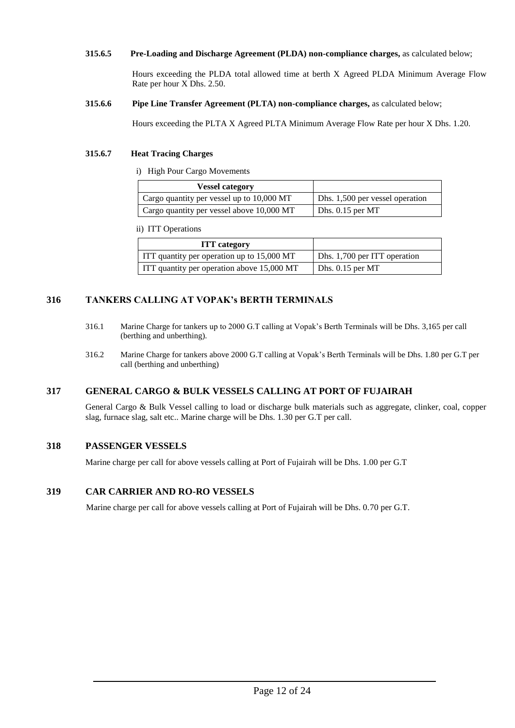**315.6.5 Pre-Loading and Discharge Agreement (PLDA) non-compliance charges,** as calculated below;

Hours exceeding the PLDA total allowed time at berth X Agreed PLDA Minimum Average Flow Rate per hour X Dhs. 2.50.

**315.6.6 Pipe Line Transfer Agreement (PLTA) non-compliance charges,** as calculated below;

Hours exceeding the PLTA X Agreed PLTA Minimum Average Flow Rate per hour X Dhs. 1.20.

**315.6.7 Heat Tracing Charges**

i) High Pour Cargo Movements

| Vessel category | |
|---|---|
| Cargo quantity per vessel up to 10,000 MT | Dhs. 1,500 per vessel operation |
| Cargo quantity per vessel above 10,000 MT | Dhs. 0.15 per MT |

ii) ITT Operations

| ITT category | |
|---|---|
| ITT quantity per operation up to 15,000 MT | Dhs. 1,700 per ITT operation |
| ITT quantity per operation above 15,000 MT | Dhs. 0.15 per MT |

## 316 TANKERS CALLING AT VOPAK's BERTH TERMINALS

316.1 Marine Charge for tankers up to 2000 G.T calling at Vopak's Berth Terminals will be Dhs. 3,165 per call (berthing and unberthing).

316.2 Marine Charge for tankers above 2000 G.T calling at Vopak's Berth Terminals will be Dhs. 1.80 per G.T per call (berthing and unberthing)

## 317 GENERAL CARGO & BULK VESSELS CALLING AT PORT OF FUJAIRAH

General Cargo & Bulk Vessel calling to load or discharge bulk materials such as aggregate, clinker, coal, copper slag, furnace slag, salt etc.. Marine charge will be Dhs. 1.30 per G.T per call.

## 318 PASSENGER VESSELS

Marine charge per call for above vessels calling at Port of Fujairah will be Dhs. 1.00 per G.T

## 319 CAR CARRIER AND RO-RO VESSELS

Marine charge per call for above vessels calling at Port of Fujairah will be Dhs. 0.70 per G.T.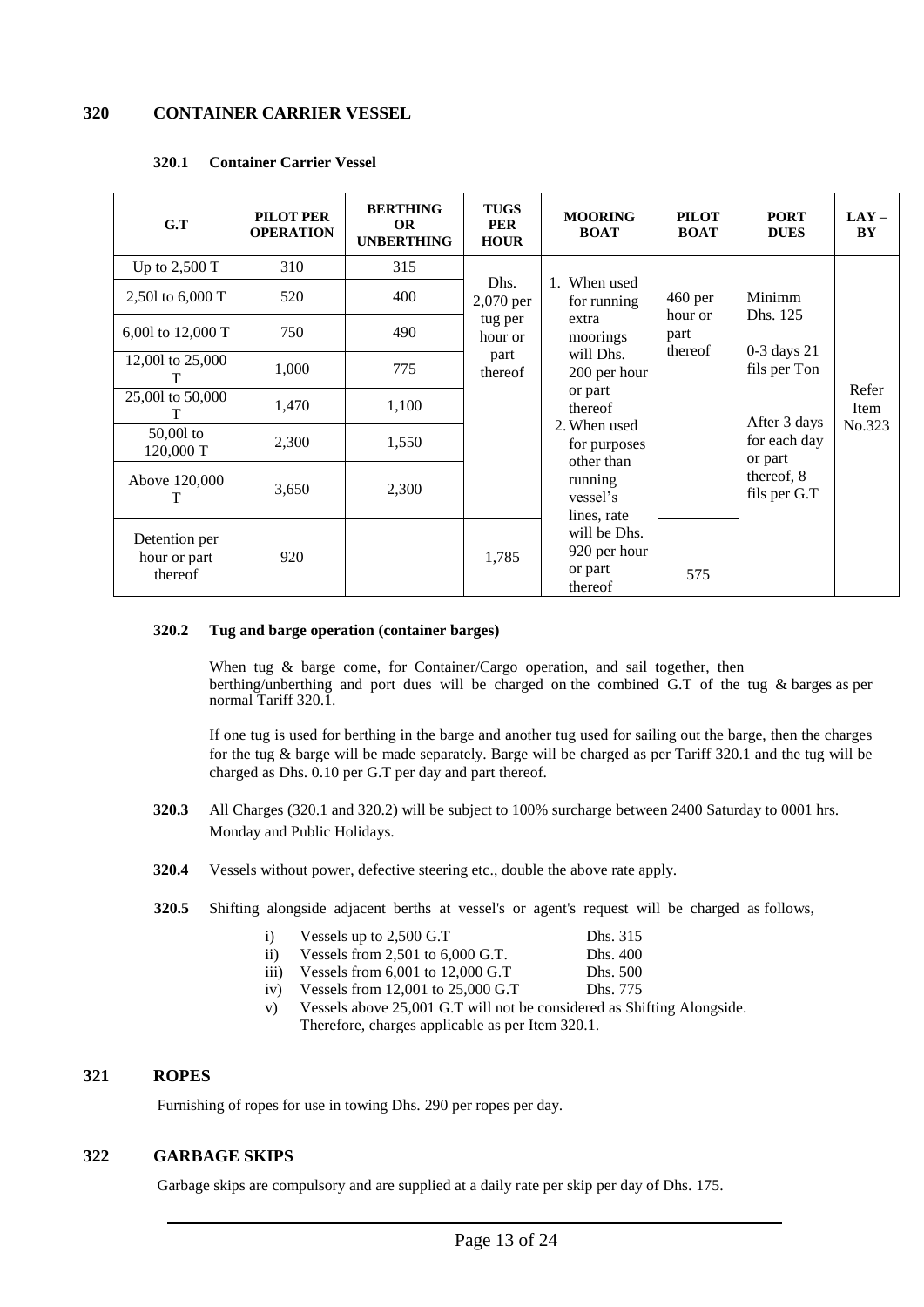## 320 CONTAINER CARRIER VESSEL

### 320.1 Container Carrier Vessel

| G.T | PILOT PER OPERATION | BERTHING OR UNBERTHING | TUGS PER HOUR | MOORING BOAT | PILOT BOAT | PORT DUES | LAY – BY |
|---|---|---|---|---|---|---|---|
| Up to 2,500 T | 310 | 315 | Dhs. 2,070 per tug per hour or part thereof | 1. When used for running extra moorings will Dhs. 200 per hour or part thereof 2. When used for purposes other than running vessel's lines, rate will be Dhs. 920 per hour or part thereof | 460 per hour or part thereof | Minimm Dhs. 125 0-3 days 21 fils per Ton After 3 days for each day or part thereof, 8 fils per G.T | Refer Item No.323 |
| 2,50l to 6,000 T | 520 | 400 | | | | | |
| 6,00l to 12,000 T | 750 | 490 | | | | | |
| 12,00l to 25,000 T | 1,000 | 775 | | | | | |
| 25,00l to 50,000 T | 1,470 | 1,100 | | | | | |
| 50,00l to 120,000 T | 2,300 | 1,550 | | | | | |
| Above 120,000 T | 3,650 | 2,300 | | | | | |
| Detention per hour or part thereof | 920 | | 1,785 | | 575 | | |

### 320.2 Tug and barge operation (container barges)

When tug & barge come, for Container/Cargo operation, and sail together, then berthing/unberthing and port dues will be charged on the combined G.T of the tug & barges as per normal Tariff 320.1.

If one tug is used for berthing in the barge and another tug used for sailing out the barge, then the charges for the tug & barge will be made separately. Barge will be charged as per Tariff 320.1 and the tug will be charged as Dhs. 0.10 per G.T per day and part thereof.

**320.3** All Charges (320.1 and 320.2) will be subject to 100% surcharge between 2400 Saturday to 0001 hrs. Monday and Public Holidays.

**320.4** Vessels without power, defective steering etc., double the above rate apply.

**320.5** Shifting alongside adjacent berths at vessel's or agent's request will be charged as follows,

- i) Vessels up to 2,500 G.T — Dhs. 315
- ii) Vessels from 2,501 to 6,000 G.T. — Dhs. 400
- iii) Vessels from 6,001 to 12,000 G.T — Dhs. 500
- iv) Vessels from 12,001 to 25,000 G.T — Dhs. 775
- v) Vessels above 25,001 G.T will not be considered as Shifting Alongside. Therefore, charges applicable as per Item 320.1.

## 321 ROPES

Furnishing of ropes for use in towing Dhs. 290 per ropes per day.

## 322 GARBAGE SKIPS

Garbage skips are compulsory and are supplied at a daily rate per skip per day of Dhs. 175.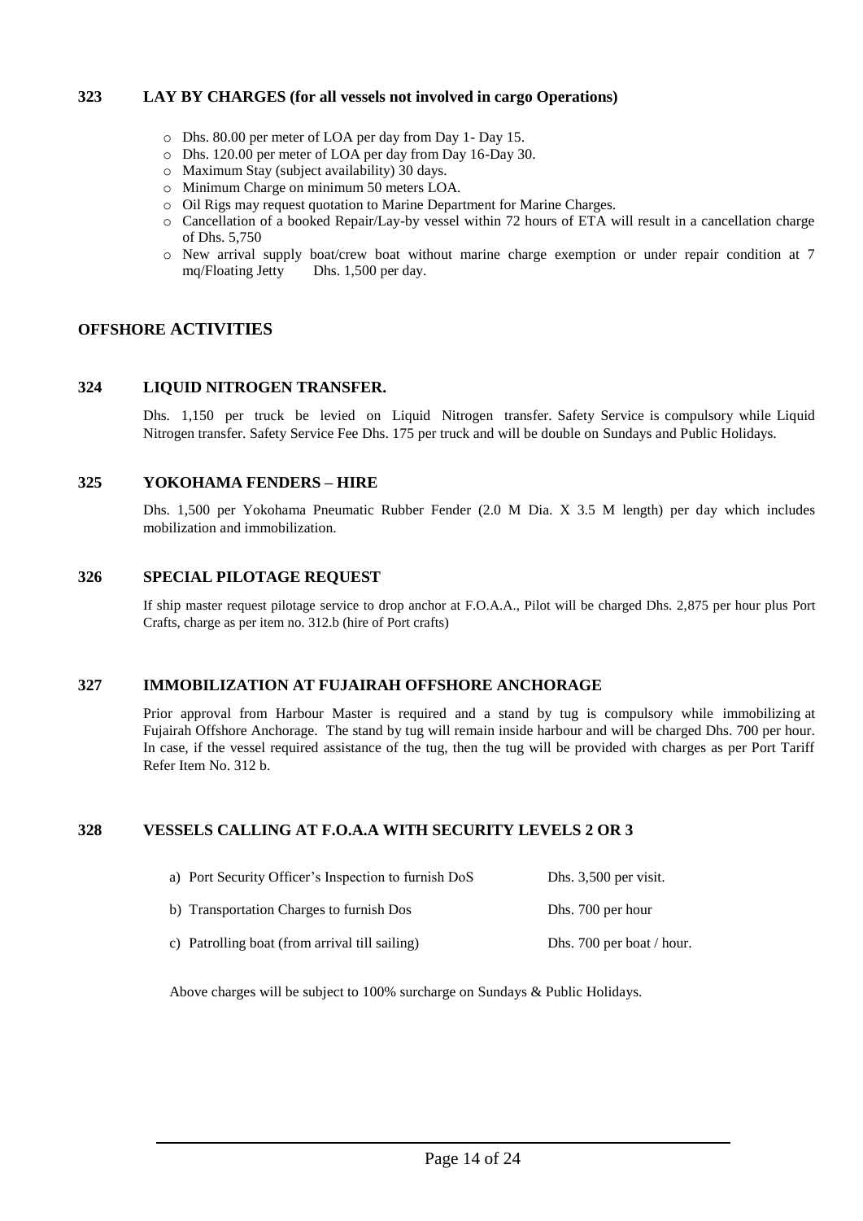### 323 LAY BY CHARGES (for all vessels not involved in cargo Operations)

- Dhs. 80.00 per meter of LOA per day from Day 1- Day 15.
- Dhs. 120.00 per meter of LOA per day from Day 16-Day 30.
- Maximum Stay (subject availability) 30 days.
- Minimum Charge on minimum 50 meters LOA.
- Oil Rigs may request quotation to Marine Department for Marine Charges.
- Cancellation of a booked Repair/Lay-by vessel within 72 hours of ETA will result in a cancellation charge of Dhs. 5,750
- New arrival supply boat/crew boat without marine charge exemption or under repair condition at 7 mq/Floating Jetty Dhs. 1,500 per day.

## OFFSHORE ACTIVITIES

### 324 LIQUID NITROGEN TRANSFER.

Dhs. 1,150 per truck be levied on Liquid Nitrogen transfer. Safety Service is compulsory while Liquid Nitrogen transfer. Safety Service Fee Dhs. 175 per truck and will be double on Sundays and Public Holidays.

### 325 YOKOHAMA FENDERS – HIRE

Dhs. 1,500 per Yokohama Pneumatic Rubber Fender (2.0 M Dia. X 3.5 M length) per day which includes mobilization and immobilization.

### 326 SPECIAL PILOTAGE REQUEST

If ship master request pilotage service to drop anchor at F.O.A.A., Pilot will be charged Dhs. 2,875 per hour plus Port Crafts, charge as per item no. 312.b (hire of Port crafts)

### 327 IMMOBILIZATION AT FUJAIRAH OFFSHORE ANCHORAGE

Prior approval from Harbour Master is required and a stand by tug is compulsory while immobilizing at Fujairah Offshore Anchorage. The stand by tug will remain inside harbour and will be charged Dhs. 700 per hour. In case, if the vessel required assistance of the tug, then the tug will be provided with charges as per Port Tariff Refer Item No. 312 b.

### 328 VESSELS CALLING AT F.O.A.A WITH SECURITY LEVELS 2 OR 3

| | |
|---|---|
| a) Port Security Officer's Inspection to furnish DoS | Dhs. 3,500 per visit. |
| b) Transportation Charges to furnish Dos | Dhs. 700 per hour |
| c) Patrolling boat (from arrival till sailing) | Dhs. 700 per boat / hour. |

Above charges will be subject to 100% surcharge on Sundays & Public Holidays.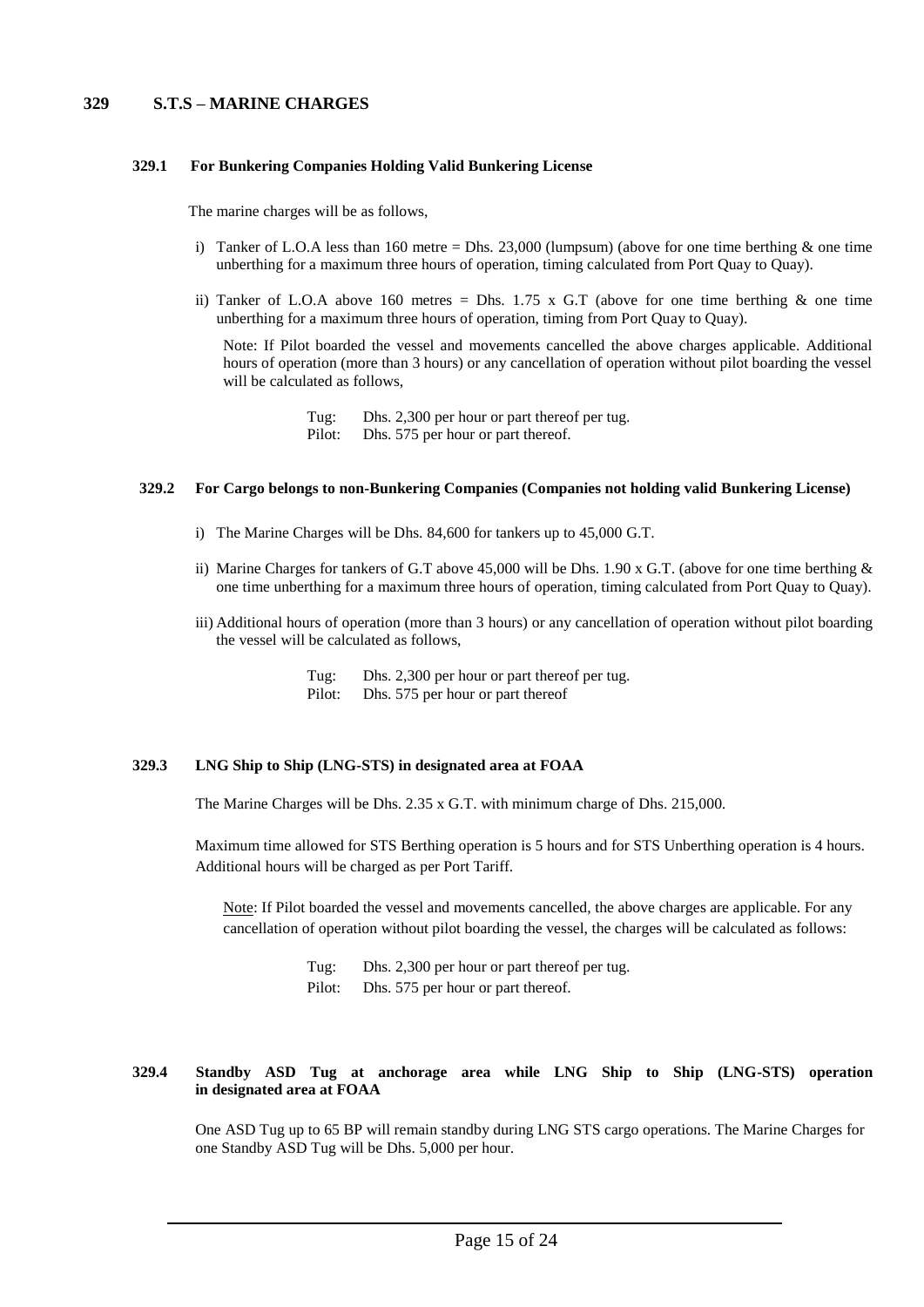## 329 S.T.S – MARINE CHARGES

### 329.1 For Bunkering Companies Holding Valid Bunkering License

The marine charges will be as follows,

i) Tanker of L.O.A less than 160 metre = Dhs. 23,000 (lumpsum) (above for one time berthing & one time unberthing for a maximum three hours of operation, timing calculated from Port Quay to Quay).

ii) Tanker of L.O.A above 160 metres = Dhs. 1.75 x G.T (above for one time berthing & one time unberthing for a maximum three hours of operation, timing from Port Quay to Quay).

Note: If Pilot boarded the vessel and movements cancelled the above charges applicable. Additional hours of operation (more than 3 hours) or any cancellation of operation without pilot boarding the vessel will be calculated as follows,

Tug: Dhs. 2,300 per hour or part thereof per tug.
Pilot: Dhs. 575 per hour or part thereof.

### 329.2 For Cargo belongs to non-Bunkering Companies (Companies not holding valid Bunkering License)

i) The Marine Charges will be Dhs. 84,600 for tankers up to 45,000 G.T.

ii) Marine Charges for tankers of G.T above 45,000 will be Dhs. 1.90 x G.T. (above for one time berthing & one time unberthing for a maximum three hours of operation, timing calculated from Port Quay to Quay).

iii) Additional hours of operation (more than 3 hours) or any cancellation of operation without pilot boarding the vessel will be calculated as follows,

Tug: Dhs. 2,300 per hour or part thereof per tug.
Pilot: Dhs. 575 per hour or part thereof

### 329.3 LNG Ship to Ship (LNG-STS) in designated area at FOAA

The Marine Charges will be Dhs. 2.35 x G.T. with minimum charge of Dhs. 215,000.

Maximum time allowed for STS Berthing operation is 5 hours and for STS Unberthing operation is 4 hours. Additional hours will be charged as per Port Tariff.

Note: If Pilot boarded the vessel and movements cancelled, the above charges are applicable. For any cancellation of operation without pilot boarding the vessel, the charges will be calculated as follows:

Tug: Dhs. 2,300 per hour or part thereof per tug.
Pilot: Dhs. 575 per hour or part thereof.

### 329.4 Standby ASD Tug at anchorage area while LNG Ship to Ship (LNG-STS) operation in designated area at FOAA

One ASD Tug up to 65 BP will remain standby during LNG STS cargo operations. The Marine Charges for one Standby ASD Tug will be Dhs. 5,000 per hour.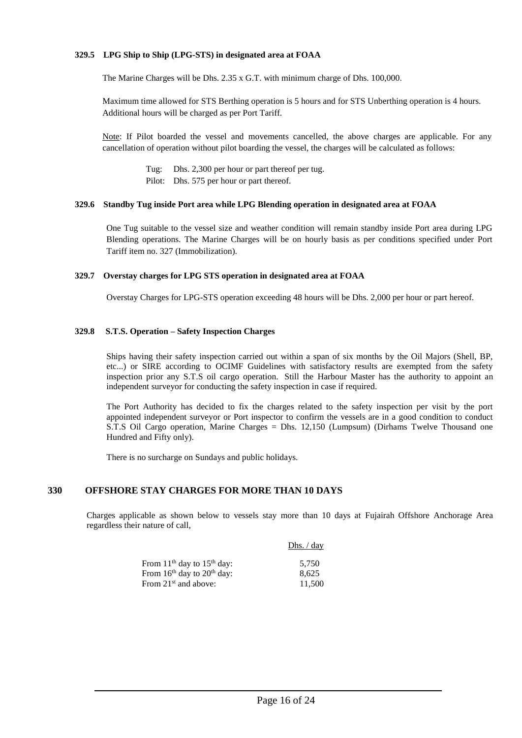### 329.5 LPG Ship to Ship (LPG-STS) in designated area at FOAA

The Marine Charges will be Dhs. 2.35 x G.T. with minimum charge of Dhs. 100,000.

Maximum time allowed for STS Berthing operation is 5 hours and for STS Unberthing operation is 4 hours. Additional hours will be charged as per Port Tariff.

Note: If Pilot boarded the vessel and movements cancelled, the above charges are applicable. For any cancellation of operation without pilot boarding the vessel, the charges will be calculated as follows:

Tug: Dhs. 2,300 per hour or part thereof per tug.
Pilot: Dhs. 575 per hour or part thereof.

### 329.6 Standby Tug inside Port area while LPG Blending operation in designated area at FOAA

One Tug suitable to the vessel size and weather condition will remain standby inside Port area during LPG Blending operations. The Marine Charges will be on hourly basis as per conditions specified under Port Tariff item no. 327 (Immobilization).

### 329.7 Overstay charges for LPG STS operation in designated area at FOAA

Overstay Charges for LPG-STS operation exceeding 48 hours will be Dhs. 2,000 per hour or part hereof.

### 329.8 S.T.S. Operation – Safety Inspection Charges

Ships having their safety inspection carried out within a span of six months by the Oil Majors (Shell, BP, etc...) or SIRE according to OCIMF Guidelines with satisfactory results are exempted from the safety inspection prior any S.T.S oil cargo operation. Still the Harbour Master has the authority to appoint an independent surveyor for conducting the safety inspection in case if required.

The Port Authority has decided to fix the charges related to the safety inspection per visit by the port appointed independent surveyor or Port inspector to confirm the vessels are in a good condition to conduct S.T.S Oil Cargo operation, Marine Charges = Dhs. 12,150 (Lumpsum) (Dirhams Twelve Thousand one Hundred and Fifty only).

There is no surcharge on Sundays and public holidays.

## 330 OFFSHORE STAY CHARGES FOR MORE THAN 10 DAYS

Charges applicable as shown below to vessels stay more than 10 days at Fujairah Offshore Anchorage Area regardless their nature of call,

| | Dhs. / day |
|---|---|
| From 11th day to 15th day: | 5,750 |
| From 16th day to 20th day: | 8,625 |
| From 21st and above: | 11,500 |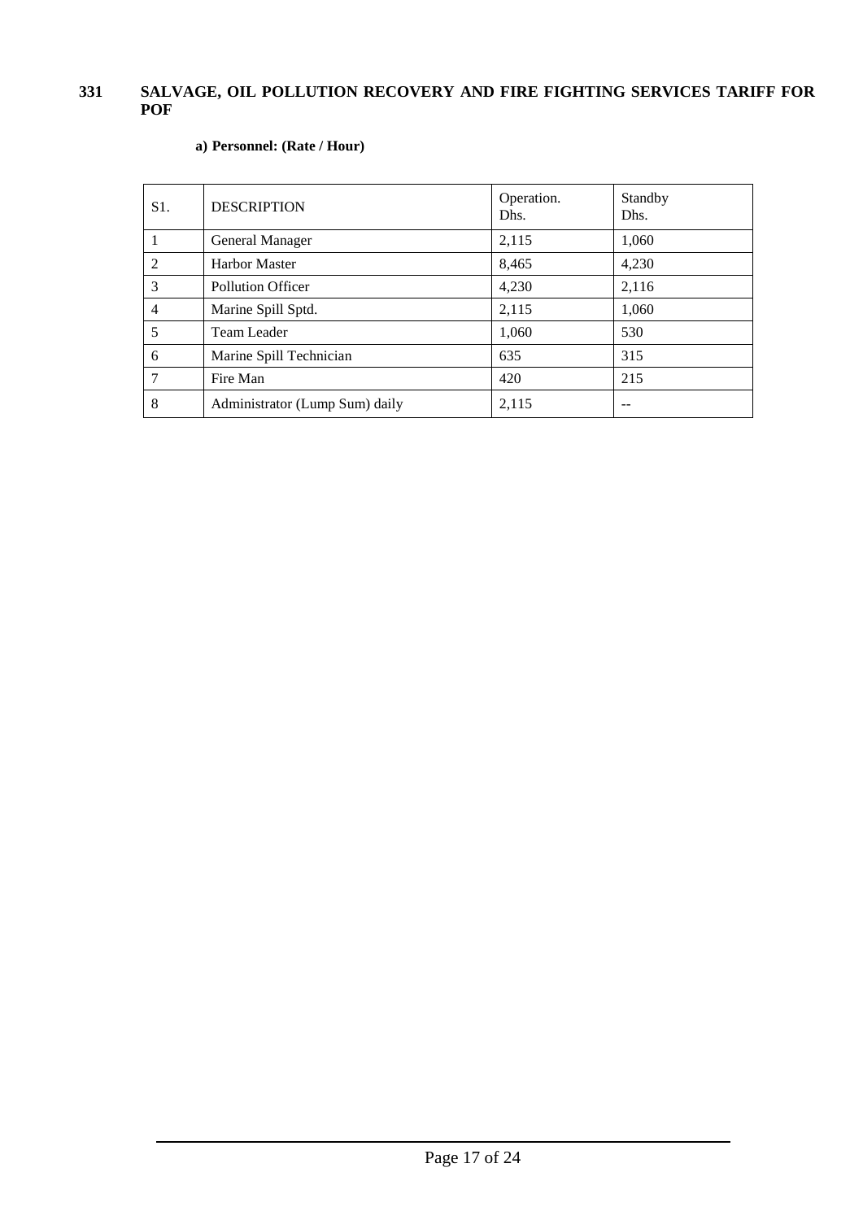## 331 SALVAGE, OIL POLLUTION RECOVERY AND FIRE FIGHTING SERVICES TARIFF FOR POF

**a) Personnel: (Rate / Hour)**

| S1. | DESCRIPTION | Operation. Dhs. | Standby Dhs. |
|---|---|---|---|
| 1 | General Manager | 2,115 | 1,060 |
| 2 | Harbor Master | 8,465 | 4,230 |
| 3 | Pollution Officer | 4,230 | 2,116 |
| 4 | Marine Spill Sptd. | 2,115 | 1,060 |
| 5 | Team Leader | 1,060 | 530 |
| 6 | Marine Spill Technician | 635 | 315 |
| 7 | Fire Man | 420 | 215 |
| 8 | Administrator (Lump Sum) daily | 2,115 | -- |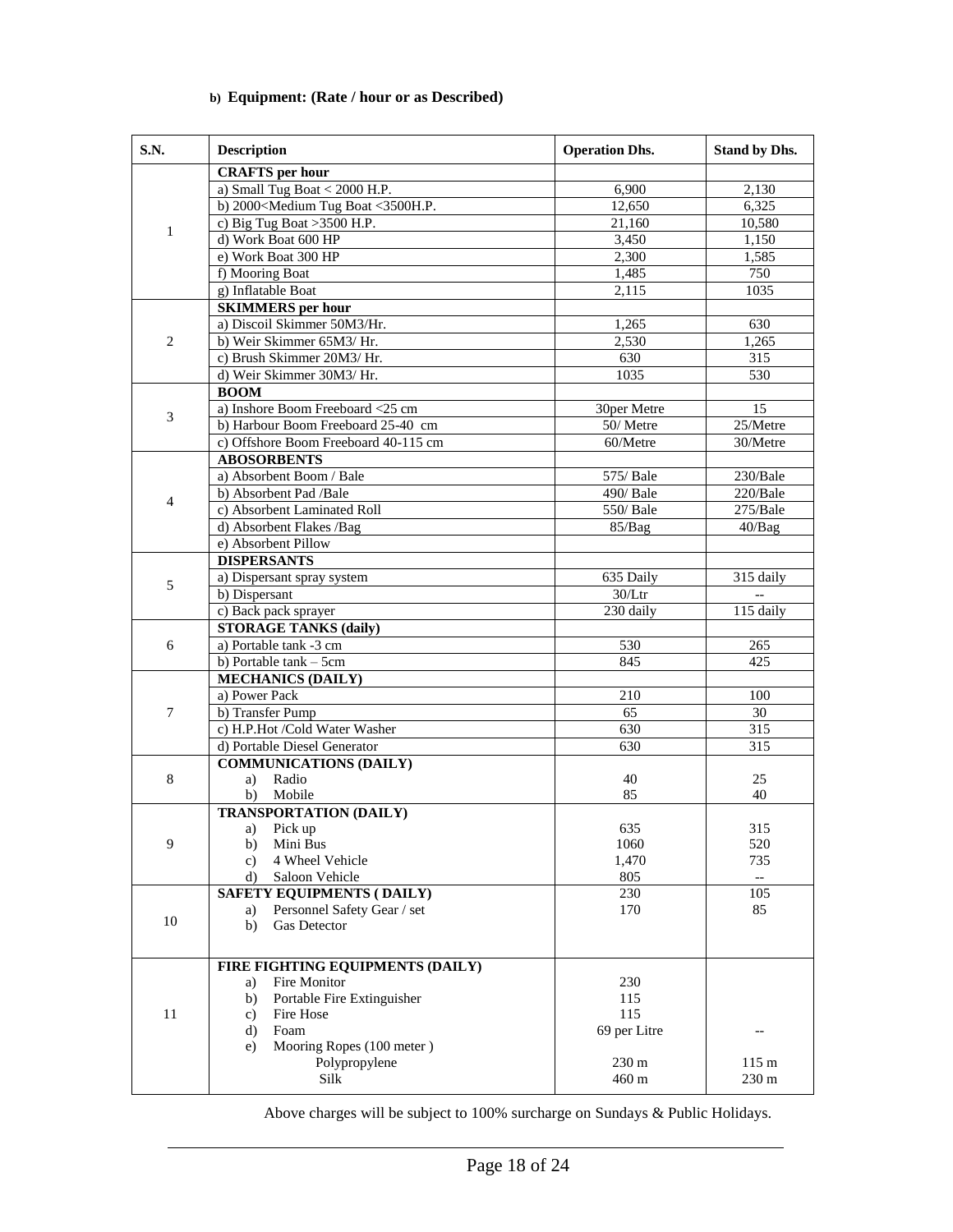**b) Equipment: (Rate / hour or as Described)**

| S.N. | Description | Operation Dhs. | Stand by Dhs. |
|---|---|---|---|
| 1 | **CRAFTS per hour** | | |
| | a) Small Tug Boat < 2000 H.P. | 6,900 | 2,130 |
| | b) 2000<Medium Tug Boat <3500H.P. | 12,650 | 6,325 |
| | c) Big Tug Boat >3500 H.P. | 21,160 | 10,580 |
| | d) Work Boat 600 HP | 3,450 | 1,150 |
| | e) Work Boat 300 HP | 2,300 | 1,585 |
| | f) Mooring Boat | 1,485 | 750 |
| | g) Inflatable Boat | 2,115 | 1035 |
| 2 | **SKIMMERS per hour** | | |
| | a) Discoil Skimmer 50M3/Hr. | 1,265 | 630 |
| | b) Weir Skimmer 65M3/ Hr. | 2,530 | 1,265 |
| | c) Brush Skimmer 20M3/ Hr. | 630 | 315 |
| | d) Weir Skimmer 30M3/ Hr. | 1035 | 530 |
| 3 | **BOOM** | | |
| | a) Inshore Boom Freeboard <25 cm | 30per Metre | 15 |
| | b) Harbour Boom Freeboard 25-40 cm | 50/ Metre | 25/Metre |
| | c) Offshore Boom Freeboard 40-115 cm | 60/Metre | 30/Metre |
| 4 | **ABOSORBENTS** | | |
| | a) Absorbent Boom / Bale | 575/ Bale | 230/Bale |
| | b) Absorbent Pad /Bale | 490/ Bale | 220/Bale |
| | c) Absorbent Laminated Roll | 550/ Bale | 275/Bale |
| | d) Absorbent Flakes /Bag | 85/Bag | 40/Bag |
| | e) Absorbent Pillow | | |
| 5 | **DISPERSANTS** | | |
| | a) Dispersant spray system | 635 Daily | 315 daily |
| | b) Dispersant | 30/Ltr | -- |
| | c) Back pack sprayer | 230 daily | 115 daily |
| 6 | **STORAGE TANKS (daily)** | | |
| | a) Portable tank -3 cm | 530 | 265 |
| | b) Portable tank – 5cm | 845 | 425 |
| 7 | **MECHANICS (DAILY)** | | |
| | a) Power Pack | 210 | 100 |
| | b) Transfer Pump | 65 | 30 |
| | c) H.P.Hot /Cold Water Washer | 630 | 315 |
| | d) Portable Diesel Generator | 630 | 315 |
| 8 | **COMMUNICATIONS (DAILY)** | | |
| | a) Radio | 40 | 25 |
| | b) Mobile | 85 | 40 |
| 9 | **TRANSPORTATION (DAILY)** | | |
| | a) Pick up | 635 | 315 |
| | b) Mini Bus | 1060 | 520 |
| | c) 4 Wheel Vehicle | 1,470 | 735 |
| | d) Saloon Vehicle | 805 | -- |
| 10 | **SAFETY EQUIPMENTS ( DAILY)** | 230 | 105 |
| | a) Personnel Safety Gear / set | 170 | 85 |
| | b) Gas Detector | | |
| 11 | **FIRE FIGHTING EQUIPMENTS (DAILY)** | | |
| | a) Fire Monitor | 230 | |
| | b) Portable Fire Extinguisher | 115 | |
| | c) Fire Hose | 115 | |
| | d) Foam | 69 per Litre | -- |
| | e) Mooring Ropes (100 meter ) | | |
| | Polypropylene | 230 m | 115 m |
| | Silk | 460 m | 230 m |

Above charges will be subject to 100% surcharge on Sundays & Public Holidays.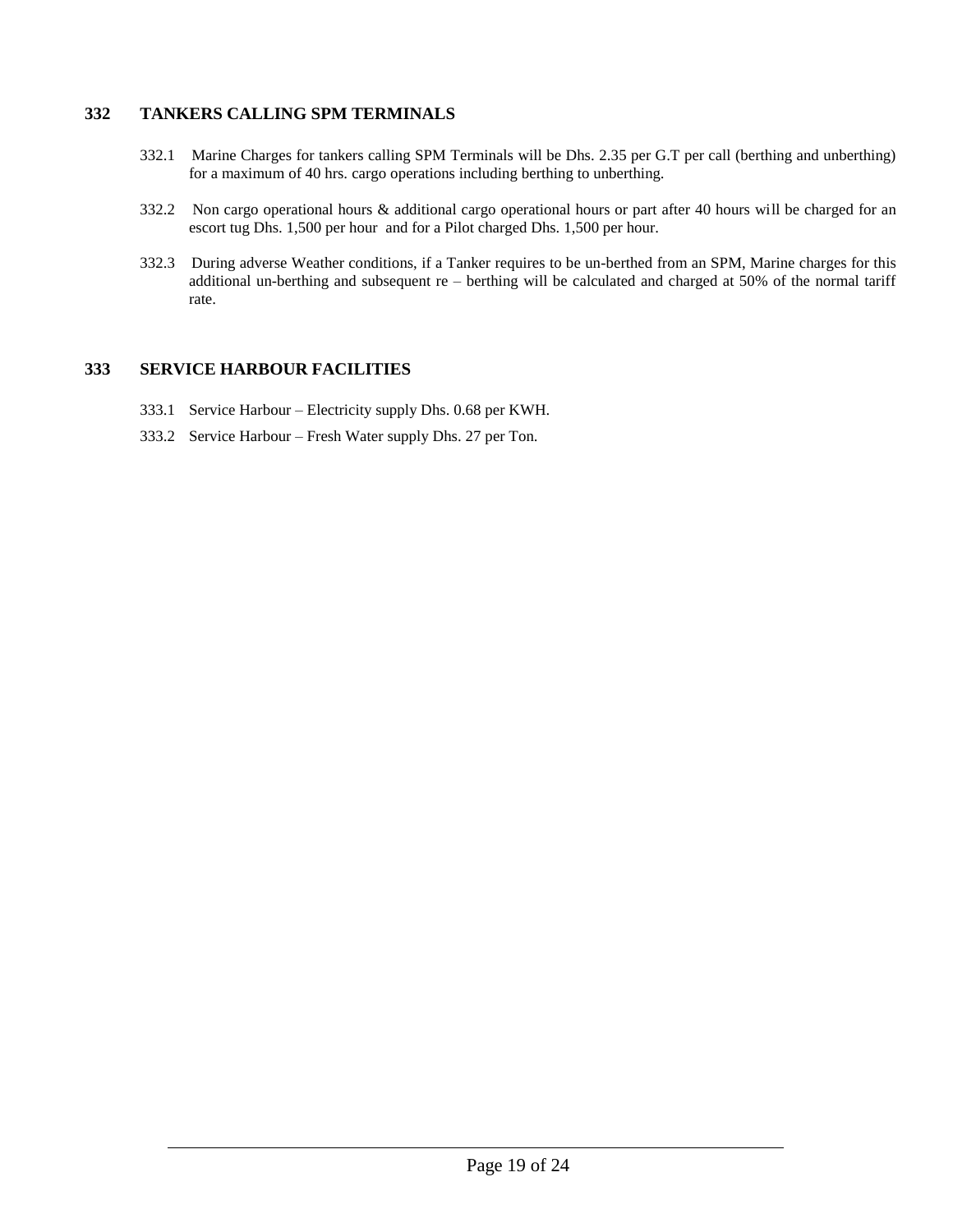## 332 TANKERS CALLING SPM TERMINALS

332.1 Marine Charges for tankers calling SPM Terminals will be Dhs. 2.35 per G.T per call (berthing and unberthing) for a maximum of 40 hrs. cargo operations including berthing to unberthing.

332.2 Non cargo operational hours & additional cargo operational hours or part after 40 hours will be charged for an escort tug Dhs. 1,500 per hour and for a Pilot charged Dhs. 1,500 per hour.

332.3 During adverse Weather conditions, if a Tanker requires to be un-berthed from an SPM, Marine charges for this additional un-berthing and subsequent re – berthing will be calculated and charged at 50% of the normal tariff rate.

## 333 SERVICE HARBOUR FACILITIES

333.1 Service Harbour – Electricity supply Dhs. 0.68 per KWH.

333.2 Service Harbour – Fresh Water supply Dhs. 27 per Ton.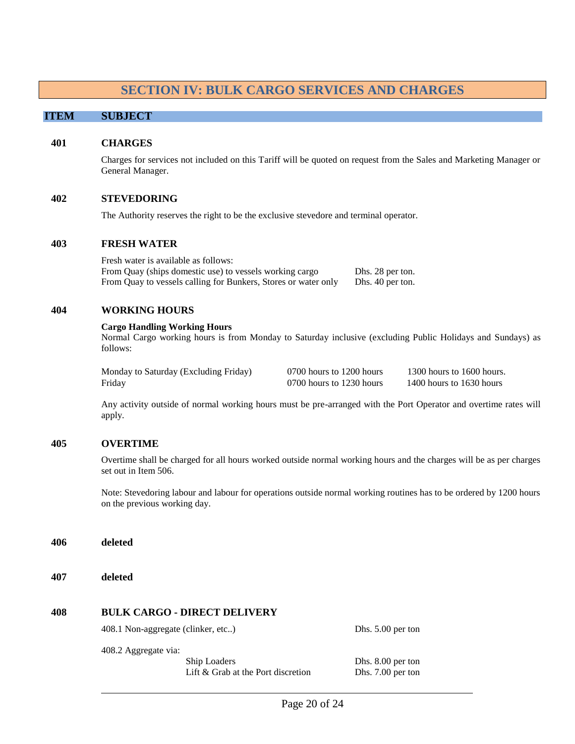# SECTION IV: BULK CARGO SERVICES AND CHARGES

| ITEM | SUBJECT |
|---|---|

**401 CHARGES**

Charges for services not included on this Tariff will be quoted on request from the Sales and Marketing Manager or General Manager.

**402 STEVEDORING**

The Authority reserves the right to be the exclusive stevedore and terminal operator.

**403 FRESH WATER**

Fresh water is available as follows:

| | |
|---|---|
| From Quay (ships domestic use) to vessels working cargo | Dhs. 28 per ton. |
| From Quay to vessels calling for Bunkers, Stores or water only | Dhs. 40 per ton. |

**404 WORKING HOURS**

**Cargo Handling Working Hours**

Normal Cargo working hours is from Monday to Saturday inclusive (excluding Public Holidays and Sundays) as follows:

| | | |
|---|---|---|
| Monday to Saturday (Excluding Friday) | 0700 hours to 1200 hours | 1300 hours to 1600 hours. |
| Friday | 0700 hours to 1230 hours | 1400 hours to 1630 hours |

Any activity outside of normal working hours must be pre-arranged with the Port Operator and overtime rates will apply.

**405 OVERTIME**

Overtime shall be charged for all hours worked outside normal working hours and the charges will be as per charges set out in Item 506.

Note: Stevedoring labour and labour for operations outside normal working routines has to be ordered by 1200 hours on the previous working day.

**406 deleted**

**407 deleted**

**408 BULK CARGO - DIRECT DELIVERY**

| | |
|---|---|
| 408.1 Non-aggregate (clinker, etc..) | Dhs. 5.00 per ton |
| 408.2 Aggregate via: | |
| Ship Loaders | Dhs. 8.00 per ton |
| Lift & Grab at the Port discretion | Dhs. 7.00 per ton |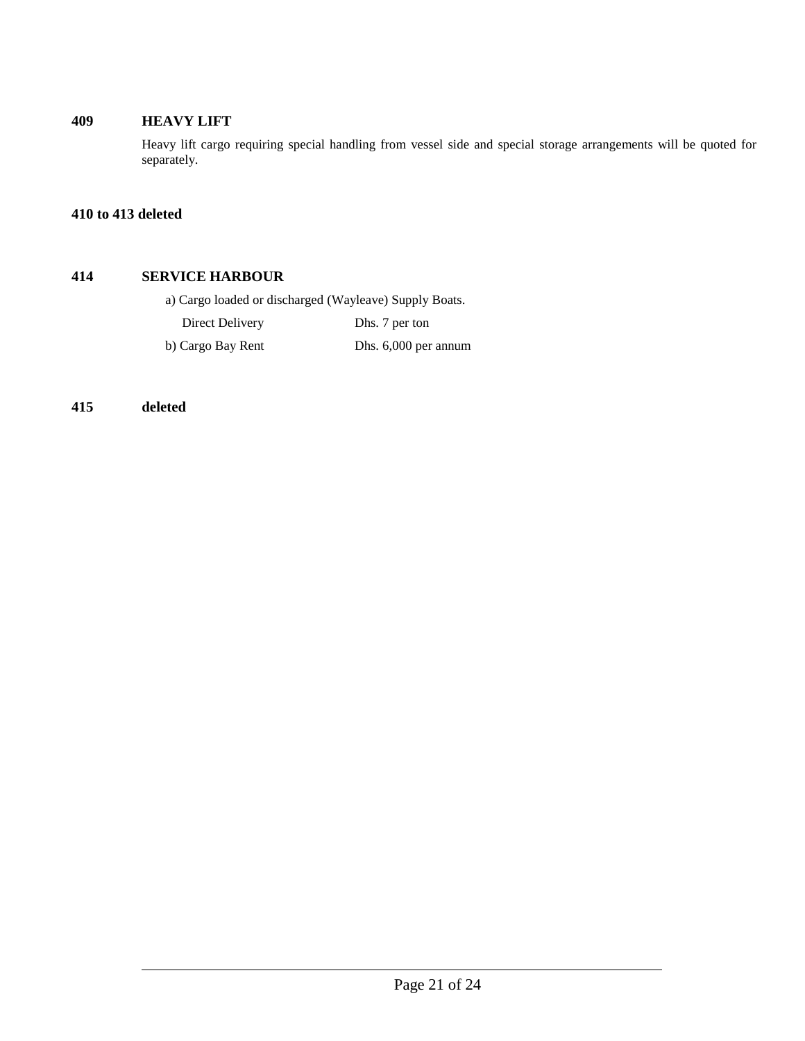**409 HEAVY LIFT**

Heavy lift cargo requiring special handling from vessel side and special storage arrangements will be quoted for separately.

**410 to 413 deleted**

**414 SERVICE HARBOUR**

a) Cargo loaded or discharged (Wayleave) Supply Boats.

| | |
|---|---|
| Direct Delivery | Dhs. 7 per ton |
| b) Cargo Bay Rent | Dhs. 6,000 per annum |

**415 deleted**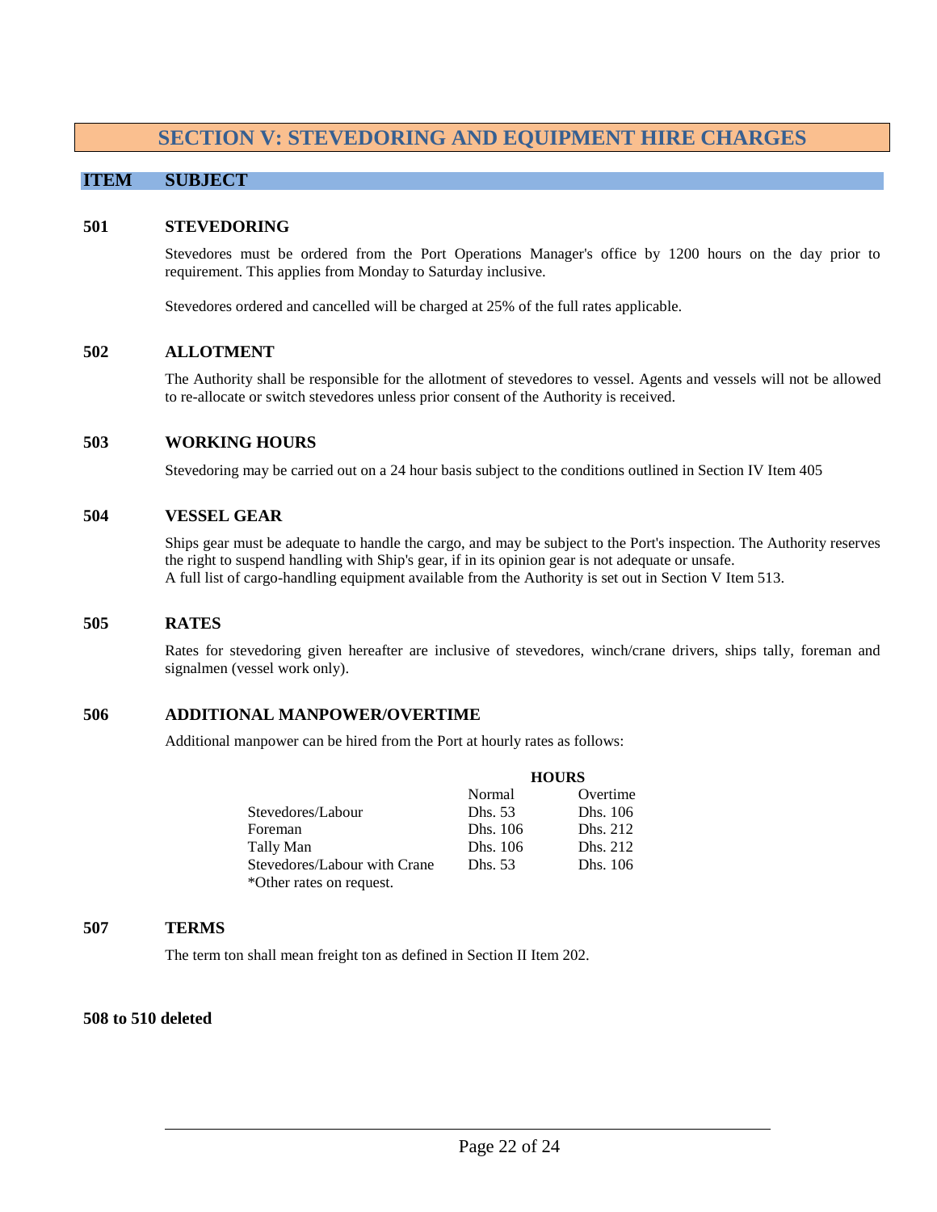# SECTION V: STEVEDORING AND EQUIPMENT HIRE CHARGES

| ITEM | SUBJECT |
|---|---|

**501 STEVEDORING**

Stevedores must be ordered from the Port Operations Manager's office by 1200 hours on the day prior to requirement. This applies from Monday to Saturday inclusive.

Stevedores ordered and cancelled will be charged at 25% of the full rates applicable.

**502 ALLOTMENT**

The Authority shall be responsible for the allotment of stevedores to vessel. Agents and vessels will not be allowed to re-allocate or switch stevedores unless prior consent of the Authority is received.

**503 WORKING HOURS**

Stevedoring may be carried out on a 24 hour basis subject to the conditions outlined in Section IV Item 405

**504 VESSEL GEAR**

Ships gear must be adequate to handle the cargo, and may be subject to the Port's inspection. The Authority reserves the right to suspend handling with Ship's gear, if in its opinion gear is not adequate or unsafe.
A full list of cargo-handling equipment available from the Authority is set out in Section V Item 513.

**505 RATES**

Rates for stevedoring given hereafter are inclusive of stevedores, winch/crane drivers, ships tally, foreman and signalmen (vessel work only).

**506 ADDITIONAL MANPOWER/OVERTIME**

Additional manpower can be hired from the Port at hourly rates as follows:

| | HOURS | |
|---|---|---|
| | Normal | Overtime |
| Stevedores/Labour | Dhs. 53 | Dhs. 106 |
| Foreman | Dhs. 106 | Dhs. 212 |
| Tally Man | Dhs. 106 | Dhs. 212 |
| Stevedores/Labour with Crane | Dhs. 53 | Dhs. 106 |

*Other rates on request.

**507 TERMS**

The term ton shall mean freight ton as defined in Section II Item 202.

**508 to 510 deleted**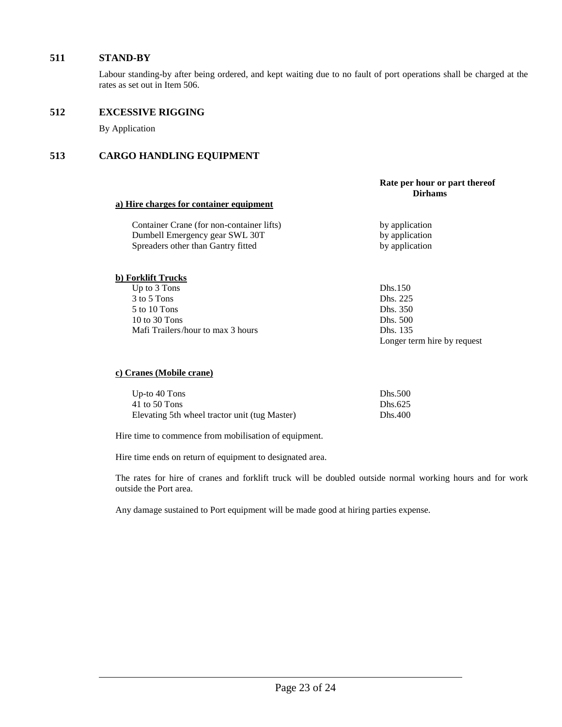## 511 STAND-BY

Labour standing-by after being ordered, and kept waiting due to no fault of port operations shall be charged at the rates as set out in Item 506.

## 512 EXCESSIVE RIGGING

By Application

## 513 CARGO HANDLING EQUIPMENT

| | Rate per hour or part thereof Dirhams |
|---|---|
| **a) Hire charges for container equipment** | |
| Container Crane (for non-container lifts) | by application |
| Dumbell Emergency gear SWL 30T | by application |
| Spreaders other than Gantry fitted | by application |
| **b) Forklift Trucks** | |
| Up to 3 Tons | Dhs.150 |
| 3 to 5 Tons | Dhs. 225 |
| 5 to 10 Tons | Dhs. 350 |
| 10 to 30 Tons | Dhs. 500 |
| Mafi Trailers/hour to max 3 hours | Dhs. 135 |
| | Longer term hire by request |
| **c) Cranes (Mobile crane)** | |
| Up-to 40 Tons | Dhs.500 |
| 41 to 50 Tons | Dhs.625 |
| Elevating 5th wheel tractor unit (tug Master) | Dhs.400 |

Hire time to commence from mobilisation of equipment.

Hire time ends on return of equipment to designated area.

The rates for hire of cranes and forklift truck will be doubled outside normal working hours and for work outside the Port area.

Any damage sustained to Port equipment will be made good at hiring parties expense.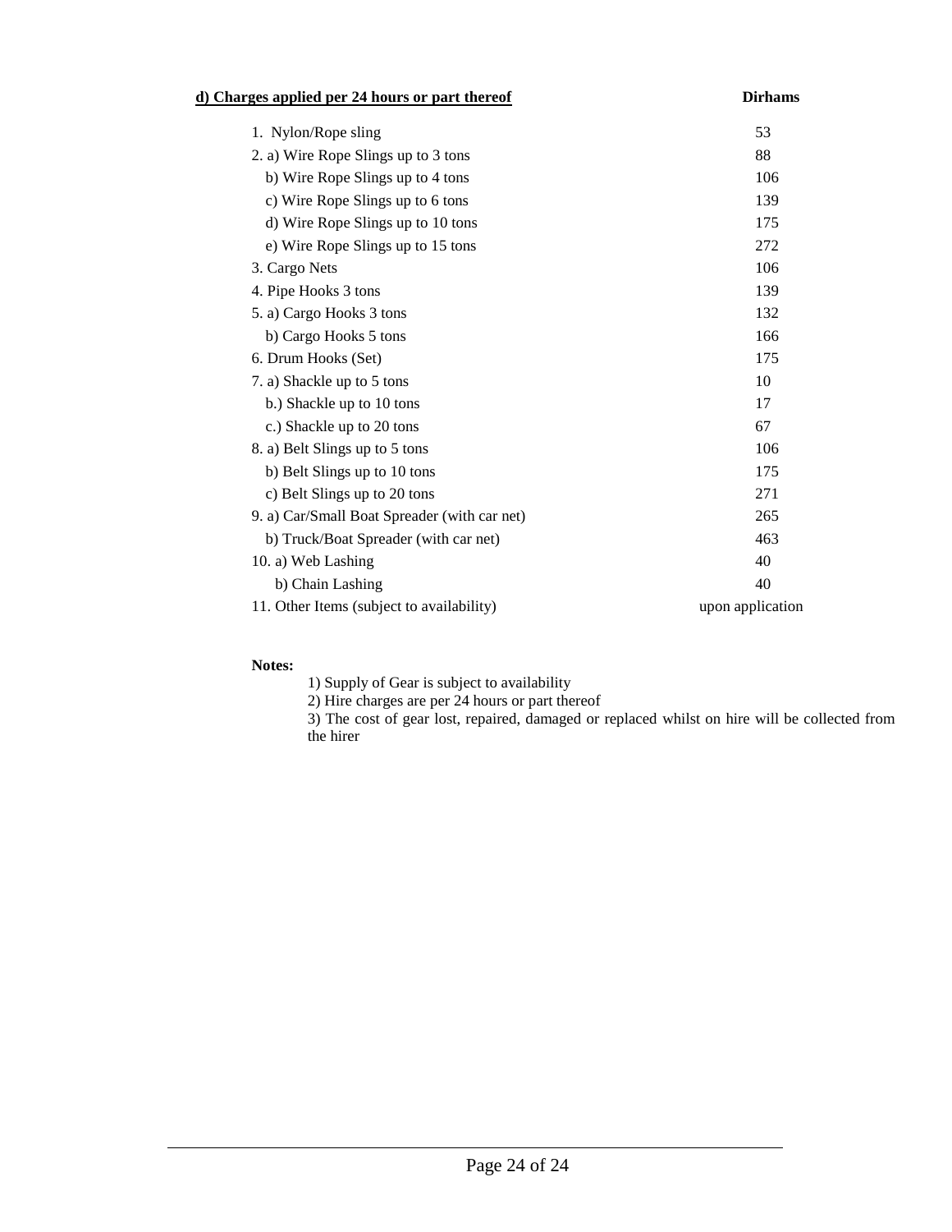| **d) Charges applied per 24 hours or part thereof** | **Dirhams** |
|---|---|
| 1. Nylon/Rope sling | 53 |
| 2. a) Wire Rope Slings up to 3 tons | 88 |
| b) Wire Rope Slings up to 4 tons | 106 |
| c) Wire Rope Slings up to 6 tons | 139 |
| d) Wire Rope Slings up to 10 tons | 175 |
| e) Wire Rope Slings up to 15 tons | 272 |
| 3. Cargo Nets | 106 |
| 4. Pipe Hooks 3 tons | 139 |
| 5. a) Cargo Hooks 3 tons | 132 |
| b) Cargo Hooks 5 tons | 166 |
| 6. Drum Hooks (Set) | 175 |
| 7. a) Shackle up to 5 tons | 10 |
| b.) Shackle up to 10 tons | 17 |
| c.) Shackle up to 20 tons | 67 |
| 8. a) Belt Slings up to 5 tons | 106 |
| b) Belt Slings up to 10 tons | 175 |
| c) Belt Slings up to 20 tons | 271 |
| 9. a) Car/Small Boat Spreader (with car net) | 265 |
| b) Truck/Boat Spreader (with car net) | 463 |
| 10. a) Web Lashing | 40 |
| b) Chain Lashing | 40 |
| 11. Other Items (subject to availability) | upon application |

**Notes:**

1) Supply of Gear is subject to availability
2) Hire charges are per 24 hours or part thereof
3) The cost of gear lost, repaired, damaged or replaced whilst on hire will be collected from the hirer